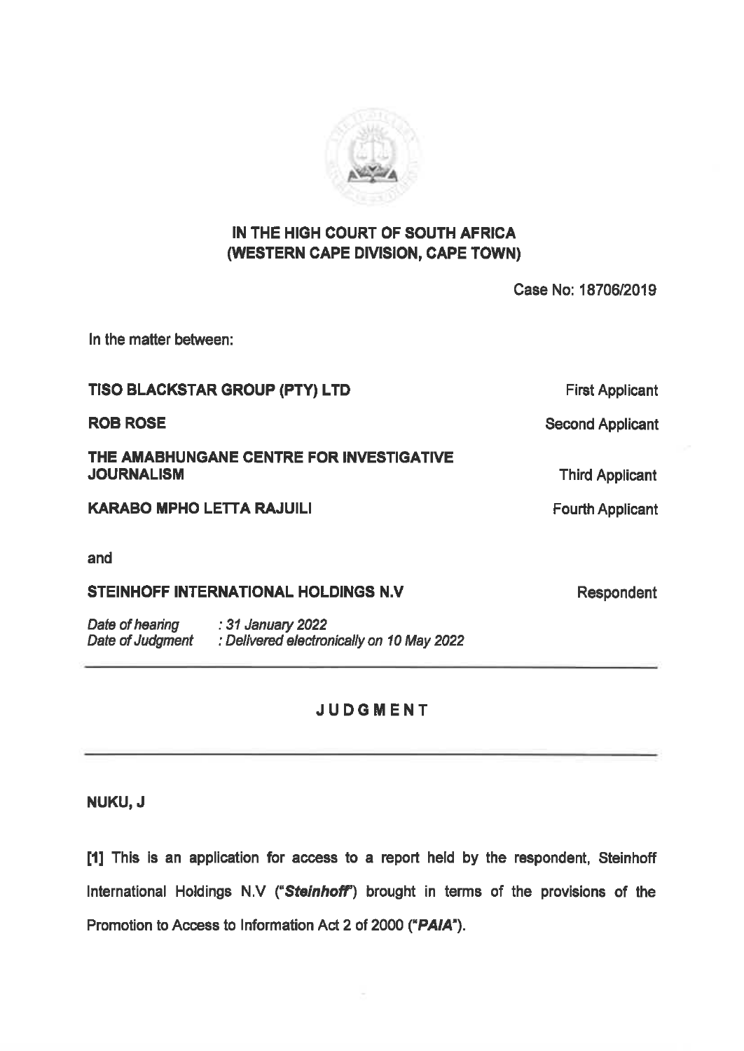# IN THE HIGH COURT OF SOUTH AFRICA
# (WESTERN CAPE DIVISION, CAPE TOWN)

Case No: 18706/2019

In the matter between:

| | |
|---|---|
| **TISO BLACKSTAR GROUP (PTY) LTD** | First Applicant |
| **ROB ROSE** | Second Applicant |
| **THE AMABHUNGANE CENTRE FOR INVESTIGATIVE JOURNALISM** | Third Applicant |
| **KARABO MPHO LETTA RAJUILI** | Fourth Applicant |

and

| | |
|---|---|
| **STEINHOFF INTERNATIONAL HOLDINGS N.V** | Respondent |

*Date of hearing* : *31 January 2022*
*Date of Judgment* : *Delivered electronically on 10 May 2022*

---

## JUDGMENT

---

**NUKU, J**

**[1]** This is an application for access to a report held by the respondent, Steinhoff International Holdings N.V (*"**Steinhoff**"*) brought in terms of the provisions of the Promotion to Access to Information Act 2 of 2000 (*"**PAIA**"*).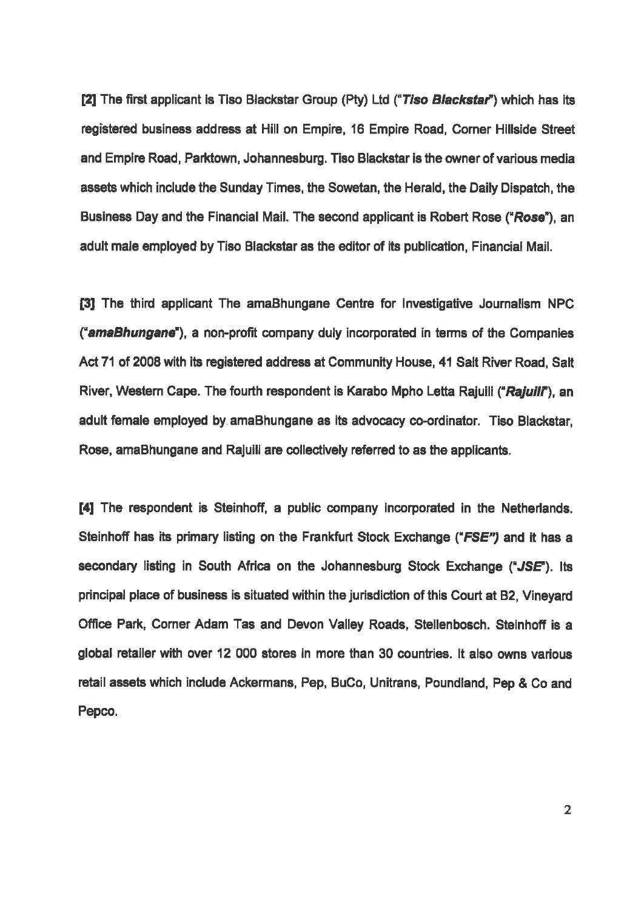[2] The first applicant is Tiso Blackstar Group (Pty) Ltd ("***Tiso Blackstar***") which has its registered business address at Hill on Empire, 16 Empire Road, Corner Hillside Street and Empire Road, Parktown, Johannesburg. Tiso Blackstar is the owner of various media assets which include the Sunday Times, the Sowetan, the Herald, the Daily Dispatch, the Business Day and the Financial Mail. The second applicant is Robert Rose ("***Rose***"), an adult male employed by Tiso Blackstar as the editor of its publication, Financial Mail.

[3] The third applicant The amaBhungane Centre for Investigative Journalism NPC ("***amaBhungane***"), a non-profit company duly incorporated in terms of the Companies Act 71 of 2008 with its registered address at Community House, 41 Salt River Road, Salt River, Western Cape. The fourth respondent is Karabo Mpho Letta Rajuili ("***Rajuili***"), an adult female employed by amaBhungane as its advocacy co-ordinator. Tiso Blackstar, Rose, amaBhungane and Rajuili are collectively referred to as the applicants.

[4] The respondent is Steinhoff, a public company incorporated in the Netherlands. Steinhoff has its primary listing on the Frankfurt Stock Exchange ("***FSE***") and it has a secondary listing in South Africa on the Johannesburg Stock Exchange ("***JSE***"). Its principal place of business is situated within the jurisdiction of this Court at B2, Vineyard Office Park, Corner Adam Tas and Devon Valley Roads, Stellenbosch. Steinhoff is a global retailer with over 12 000 stores in more than 30 countries. It also owns various retail assets which include Ackermans, Pep, BuCo, Unitrans, Poundland, Pep & Co and Pepco.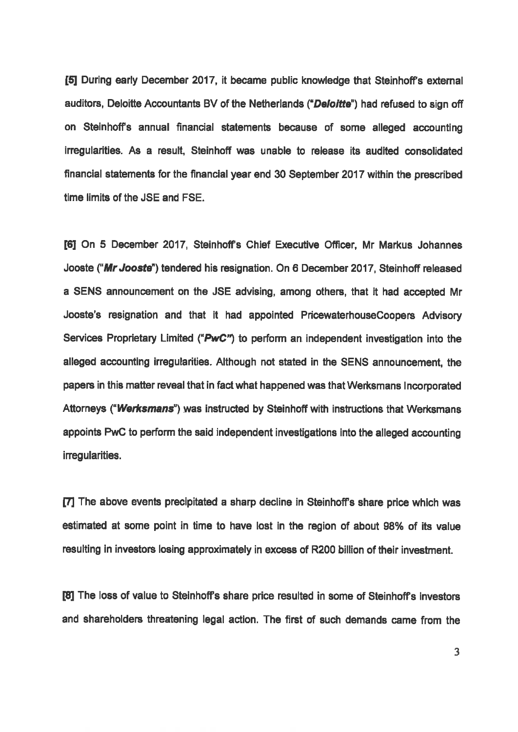[5] During early December 2017, it became public knowledge that Steinhoff's external auditors, Deloitte Accountants BV of the Netherlands ("***Deloitte***") had refused to sign off on Steinhoff's annual financial statements because of some alleged accounting irregularities. As a result, Steinhoff was unable to release its audited consolidated financial statements for the financial year end 30 September 2017 within the prescribed time limits of the JSE and FSE.

[6] On 5 December 2017, Steinhoff's Chief Executive Officer, Mr Markus Johannes Jooste ("***Mr Jooste***") tendered his resignation. On 6 December 2017, Steinhoff released a SENS announcement on the JSE advising, among others, that it had accepted Mr Jooste's resignation and that it had appointed PricewaterhouseCoopers Advisory Services Proprietary Limited ("***PwC***") to perform an independent investigation into the alleged accounting irregularities. Although not stated in the SENS announcement, the papers in this matter reveal that in fact what happened was that Werksmans Incorporated Attorneys ("***Werksmans***") was instructed by Steinhoff with instructions that Werksmans appoints PwC to perform the said independent investigations into the alleged accounting irregularities.

[7] The above events precipitated a sharp decline in Steinhoff's share price which was estimated at some point in time to have lost in the region of about 98% of its value resulting in investors losing approximately in excess of R200 billion of their investment.

[8] The loss of value to Steinhoff's share price resulted in some of Steinhoff's investors and shareholders threatening legal action. The first of such demands came from the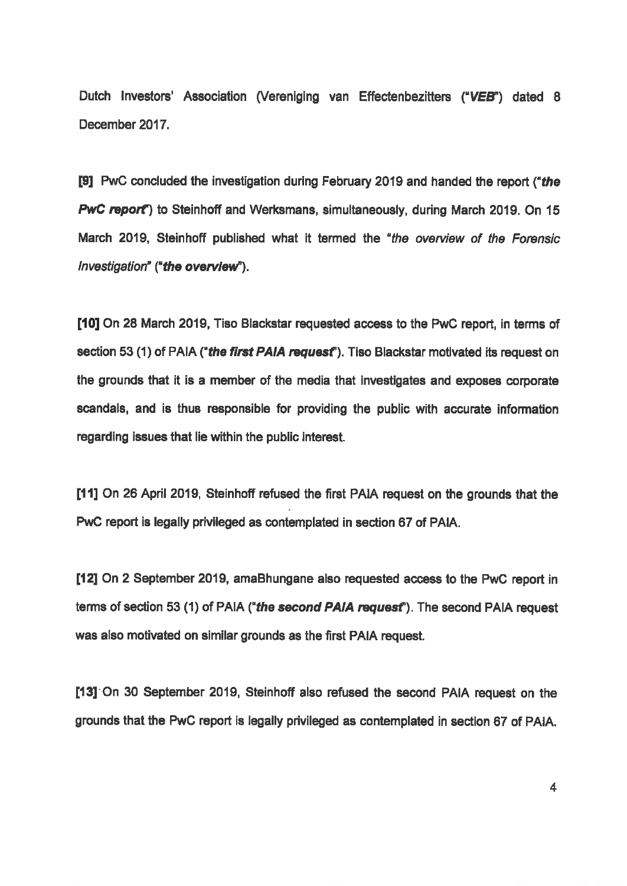Dutch Investors' Association (Vereniging van Effectenbezitters (*"VEB"*) dated 8 December 2017.

[9] PwC concluded the investigation during February 2019 and handed the report (*"the PwC report"*) to Steinhoff and Werksmans, simultaneously, during March 2019. On 15 March 2019, Steinhoff published what it termed the *"the overview of the Forensic Investigation"* (**"the overview"**).

[10] On 28 March 2019, Tiso Blackstar requested access to the PwC report, in terms of section 53 (1) of PAIA (*"the first PAIA request"*). Tiso Blackstar motivated its request on the grounds that it is a member of the media that investigates and exposes corporate scandals, and is thus responsible for providing the public with accurate information regarding issues that lie within the public interest.

[11] On 26 April 2019, Steinhoff refused the first PAIA request on the grounds that the PwC report is legally privileged as contemplated in section 67 of PAIA.

[12] On 2 September 2019, amaBhungane also requested access to the PwC report in terms of section 53 (1) of PAIA (*"the second PAIA request"*). The second PAIA request was also motivated on similar grounds as the first PAIA request.

[13] On 30 September 2019, Steinhoff also refused the second PAIA request on the grounds that the PwC report is legally privileged as contemplated in section 67 of PAIA.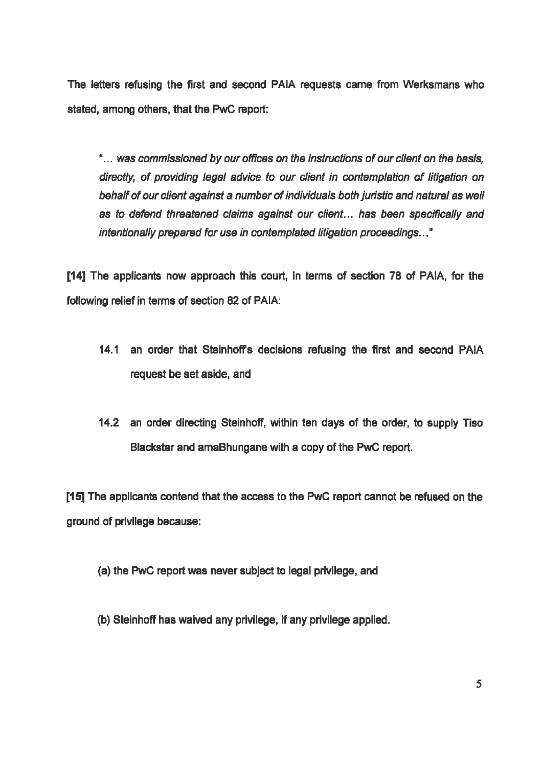The letters refusing the first and second PAIA requests came from Werksmans who stated, among others, that the PwC report:

> *"… was commissioned by our offices on the instructions of our client on the basis, directly, of providing legal advice to our client in contemplation of litigation on behalf of our client against a number of individuals both juristic and natural as well as to defend threatened claims against our client… has been specifically and intentionally prepared for use in contemplated litigation proceedings…"*

**[14]** The applicants now approach this court, in terms of section 78 of PAIA, for the following relief in terms of section 82 of PAIA:

14.1 an order that Steinhoff's decisions refusing the first and second PAIA request be set aside, and

14.2 an order directing Steinhoff, within ten days of the order, to supply Tiso Blackstar and amaBhungane with a copy of the PwC report.

**[15]** The applicants contend that the access to the PwC report cannot be refused on the ground of privilege because:

(a) the PwC report was never subject to legal privilege, and

(b) Steinhoff has waived any privilege, if any privilege applied.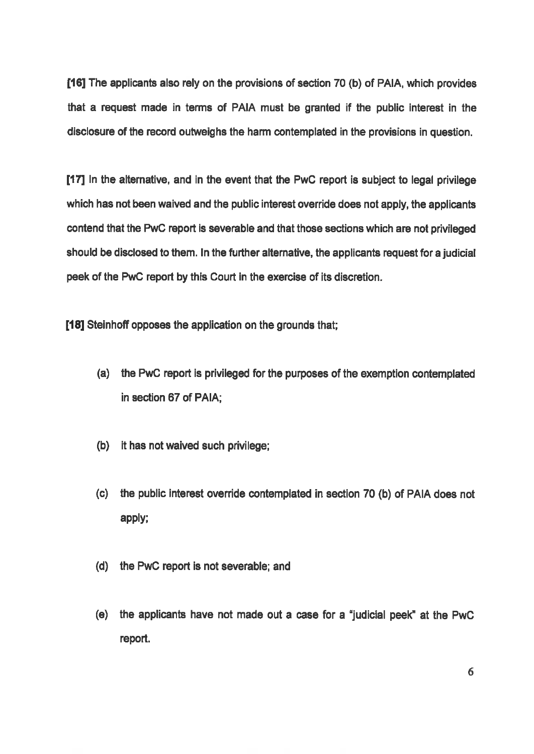**[16]** The applicants also rely on the provisions of section 70 (b) of PAIA, which provides that a request made in terms of PAIA must be granted if the public interest in the disclosure of the record outweighs the harm contemplated in the provisions in question.

**[17]** In the alternative, and in the event that the PwC report is subject to legal privilege which has not been waived and the public interest override does not apply, the applicants contend that the PwC report is severable and that those sections which are not privileged should be disclosed to them. In the further alternative, the applicants request for a judicial peek of the PwC report by this Court in the exercise of its discretion.

**[18]** Steinhoff opposes the application on the grounds that;

(a) the PwC report is privileged for the purposes of the exemption contemplated in section 67 of PAIA;

(b) it has not waived such privilege;

(c) the public interest override contemplated in section 70 (b) of PAIA does not apply;

(d) the PwC report is not severable; and

(e) the applicants have not made out a case for a "judicial peek" at the PwC report.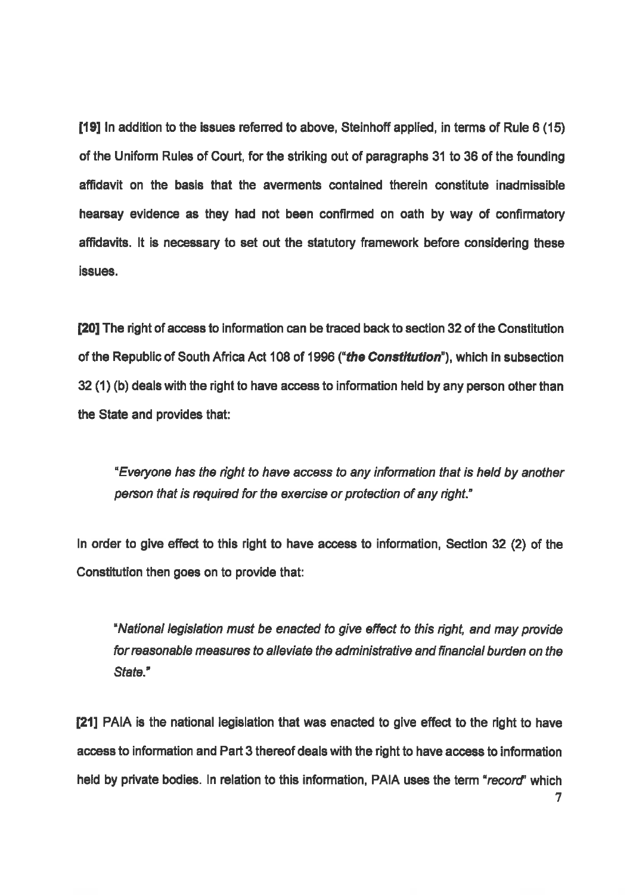**[19]** In addition to the issues referred to above, Steinhoff applied, in terms of Rule 6 (15) of the Uniform Rules of Court, for the striking out of paragraphs 31 to 36 of the founding affidavit on the basis that the averments contained therein constitute inadmissible hearsay evidence as they had not been confirmed on oath by way of confirmatory affidavits. It is necessary to set out the statutory framework before considering these issues.

**[20]** The right of access to information can be traced back to section 32 of the Constitution of the Republic of South Africa Act 108 of 1996 (*"the Constitution"*), which in subsection 32 (1) (b) deals with the right to have access to information held by any person other than the State and provides that:

> *"Everyone has the right to have access to any information that is held by another person that is required for the exercise or protection of any right."*

In order to give effect to this right to have access to information, Section 32 (2) of the Constitution then goes on to provide that:

> *"National legislation must be enacted to give effect to this right, and may provide for reasonable measures to alleviate the administrative and financial burden on the State."*

**[21]** PAIA is the national legislation that was enacted to give effect to the right to have access to information and Part 3 thereof deals with the right to have access to information held by private bodies. In relation to this information, PAIA uses the term *"record"* which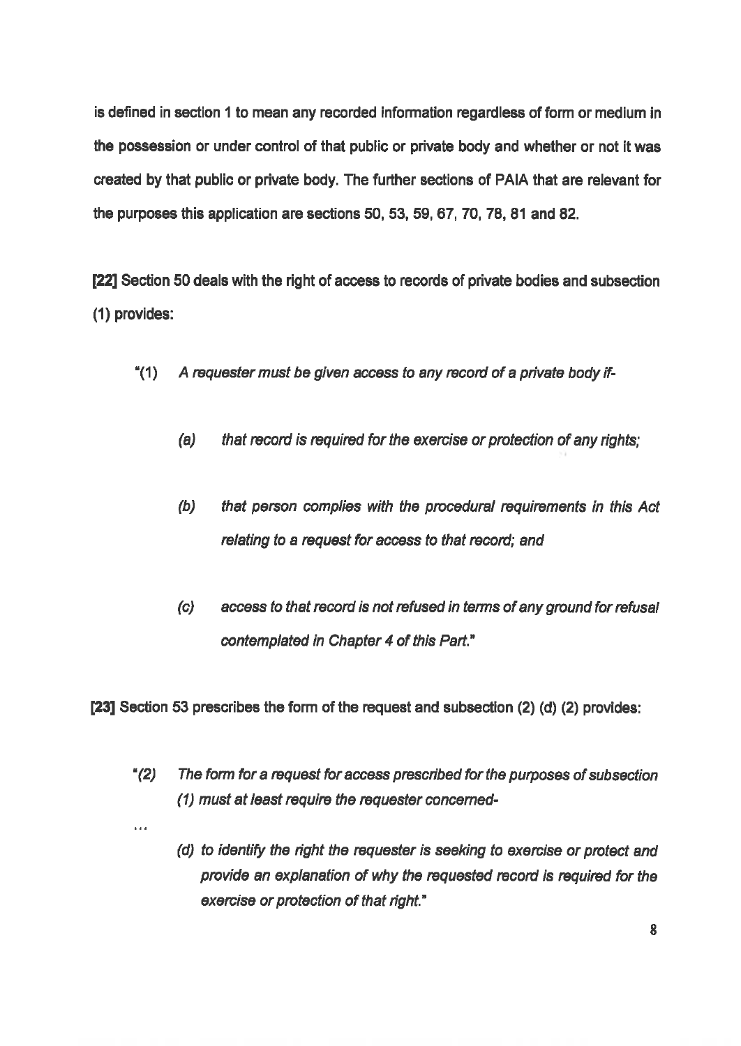is defined in section 1 to mean any recorded information regardless of form or medium in the possession or under control of that public or private body and whether or not it was created by that public or private body. The further sections of PAIA that are relevant for the purposes this application are sections 50, 53, 59, 67, 70, 78, 81 and 82.

**[22]** Section 50 deals with the right of access to records of private bodies and subsection (1) provides:

> "(1) *A requester must be given access to any record of a private body if-*
>
> > *(a) that record is required for the exercise or protection of any rights;*
> >
> > *(b) that person complies with the procedural requirements in this Act relating to a request for access to that record; and*
> >
> > *(c) access to that record is not refused in terms of any ground for refusal contemplated in Chapter 4 of this Part."*

**[23]** Section 53 prescribes the form of the request and subsection (2) (d) (2) provides:

> "*(2) The form for a request for access prescribed for the purposes of subsection (1) must at least require the requester concerned-*
>
> ...
>
> > *(d) to identify the right the requester is seeking to exercise or protect and provide an explanation of why the requested record is required for the exercise or protection of that right."*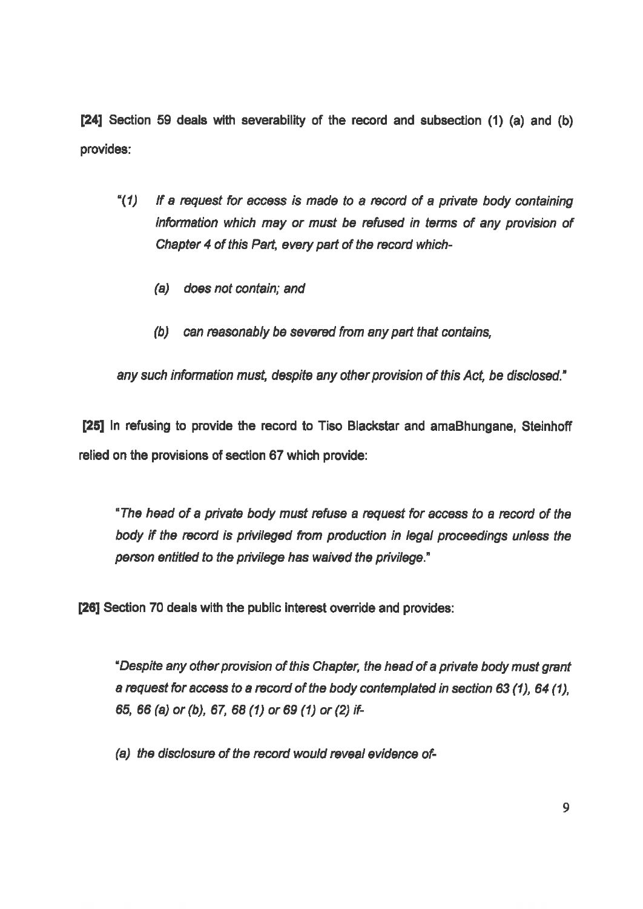**[24]** Section 59 deals with severability of the record and subsection (1) (a) and (b) provides:

> *"(1) If a request for access is made to a record of a private body containing information which may or must be refused in terms of any provision of Chapter 4 of this Part, every part of the record which-*
>
> *(a) does not contain; and*
>
> *(b) can reasonably be severed from any part that contains,*
>
> *any such information must, despite any other provision of this Act, be disclosed."*

**[25]** In refusing to provide the record to Tiso Blackstar and amaBhungane, Steinhoff relied on the provisions of section 67 which provide:

> *"The head of a private body must refuse a request for access to a record of the body if the record is privileged from production in legal proceedings unless the person entitled to the privilege has waived the privilege."*

**[26]** Section 70 deals with the public interest override and provides:

> *"Despite any other provision of this Chapter, the head of a private body must grant a request for access to a record of the body contemplated in section 63 (1), 64 (1), 65, 66 (a) or (b), 67, 68 (1) or 69 (1) or (2) if-*
>
> *(a) the disclosure of the record would reveal evidence of-*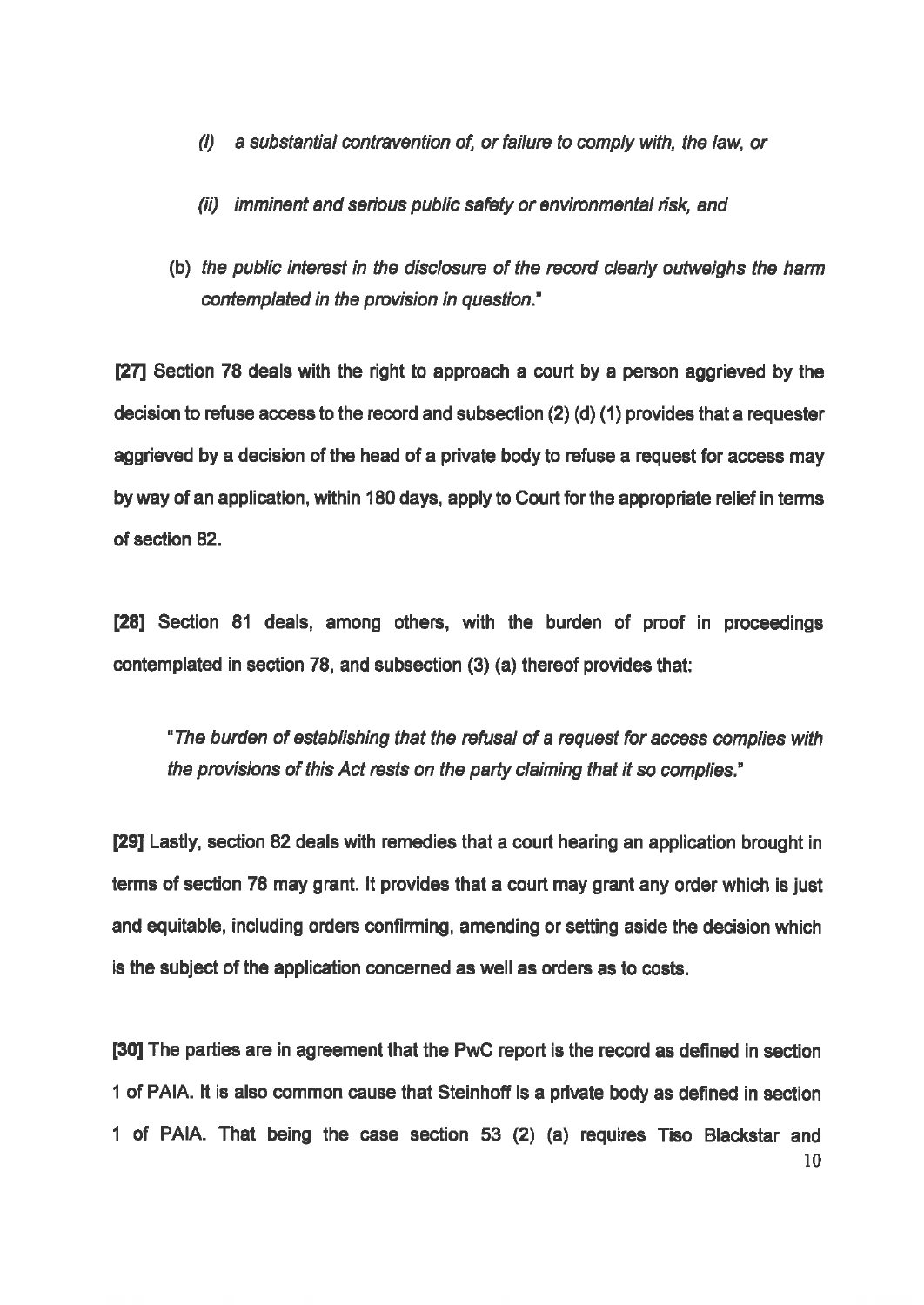> *(i) a substantial contravention of, or failure to comply with, the law, or*
>
> *(ii) imminent and serious public safety or environmental risk, and*
>
> *(b) the public interest in the disclosure of the record clearly outweighs the harm contemplated in the provision in question.*"

**[27]** Section 78 deals with the right to approach a court by a person aggrieved by the decision to refuse access to the record and subsection (2) (d) (1) provides that a requester aggrieved by a decision of the head of a private body to refuse a request for access may by way of an application, within 180 days, apply to Court for the appropriate relief in terms of section 82.

**[28]** Section 81 deals, among others, with the burden of proof in proceedings contemplated in section 78, and subsection (3) (a) thereof provides that:

> "*The burden of establishing that the refusal of a request for access complies with the provisions of this Act rests on the party claiming that it so complies.*"

**[29]** Lastly, section 82 deals with remedies that a court hearing an application brought in terms of section 78 may grant. It provides that a court may grant any order which is just and equitable, including orders confirming, amending or setting aside the decision which is the subject of the application concerned as well as orders as to costs.

**[30]** The parties are in agreement that the PwC report is the record as defined in section 1 of PAIA. It is also common cause that Steinhoff is a private body as defined in section 1 of PAIA. That being the case section 53 (2) (a) requires Tiso Blackstar and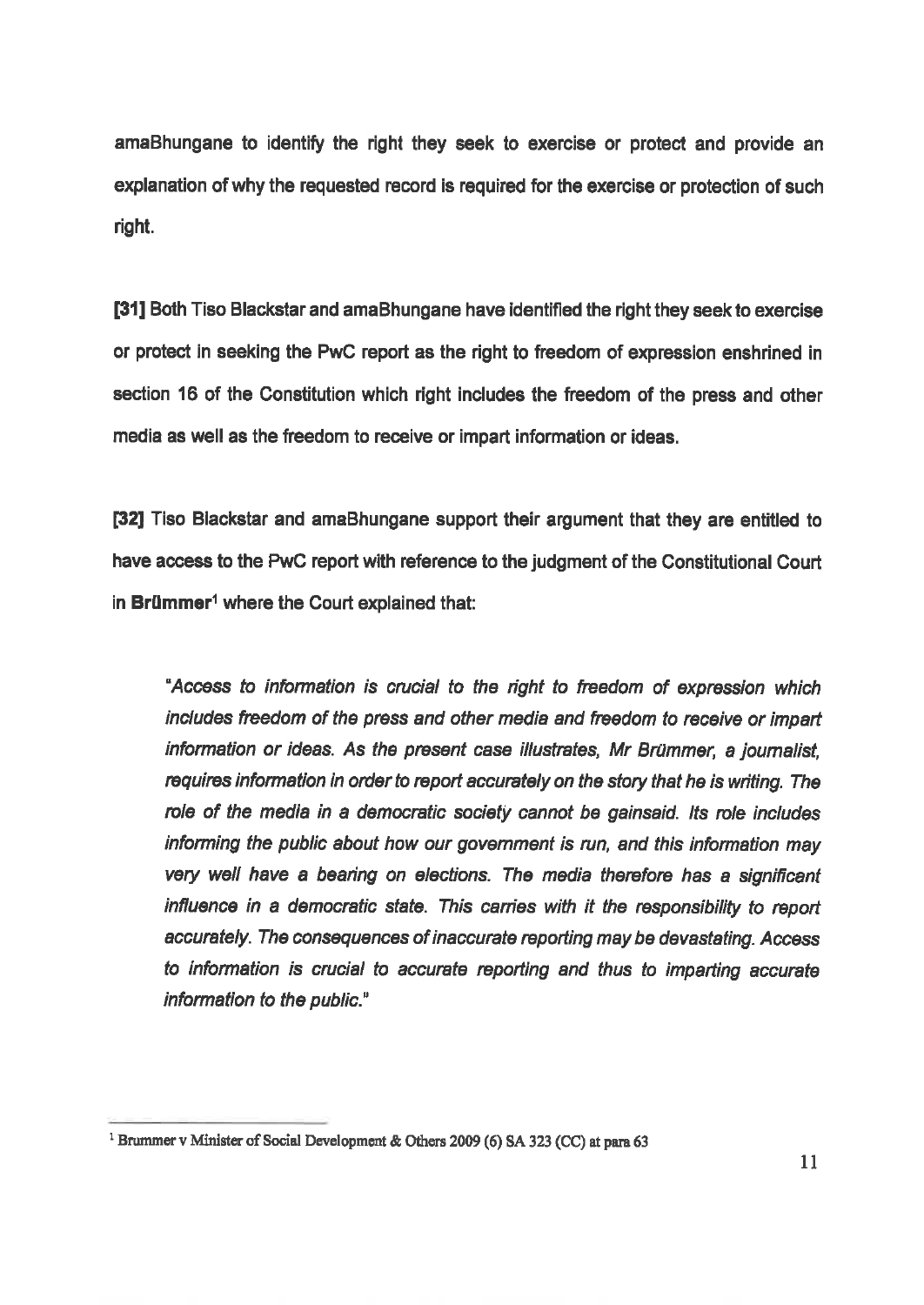amaBhungane to identify the right they seek to exercise or protect and provide an explanation of why the requested record is required for the exercise or protection of such right.

**[31]** Both Tiso Blackstar and amaBhungane have identified the right they seek to exercise or protect in seeking the PwC report as the right to freedom of expression enshrined in section 16 of the Constitution which right includes the freedom of the press and other media as well as the freedom to receive or impart information or ideas.

**[32]** Tiso Blackstar and amaBhungane support their argument that they are entitled to have access to the PwC report with reference to the judgment of the Constitutional Court in **Brümmer**[1] where the Court explained that:

> *"Access to information is crucial to the right to freedom of expression which includes freedom of the press and other media and freedom to receive or impart information or ideas. As the present case illustrates, Mr Brümmer, a journalist, requires information in order to report accurately on the story that he is writing. The role of the media in a democratic society cannot be gainsaid. Its role includes informing the public about how our government is run, and this information may very well have a bearing on elections. The media therefore has a significant influence in a democratic state. This carries with it the responsibility to report accurately. The consequences of inaccurate reporting may be devastating. Access to information is crucial to accurate reporting and thus to imparting accurate information to the public."*

---

[1] Brummer v Minister of Social Development & Others 2009 (6) SA 323 (CC) at para 63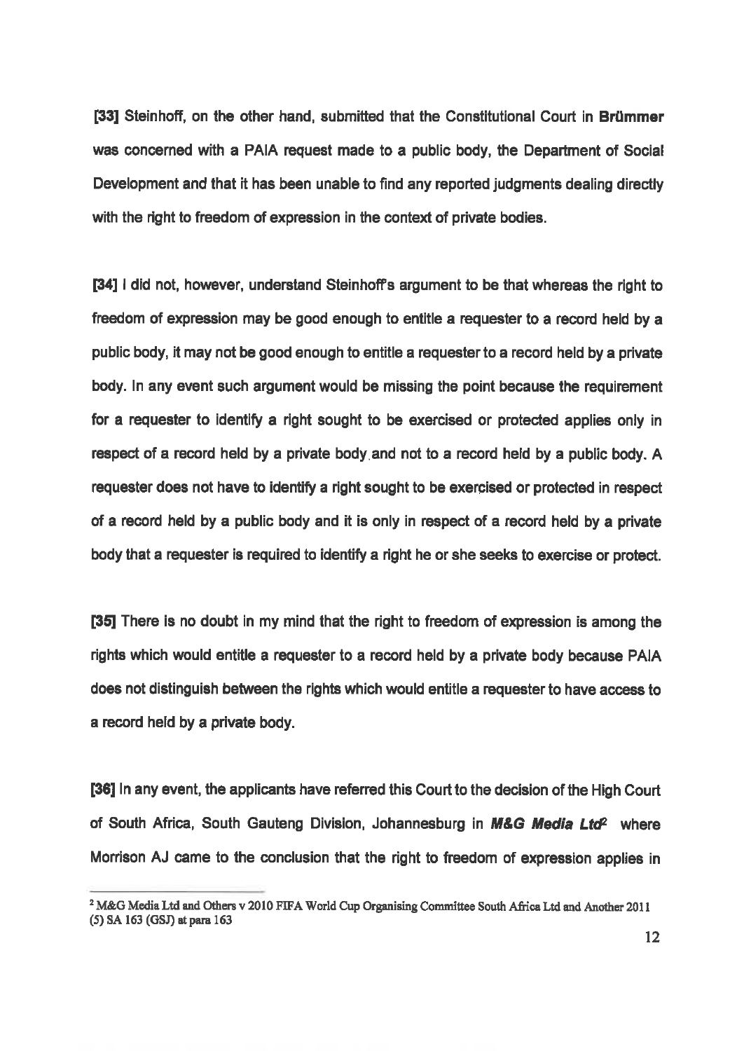[33] Steinhoff, on the other hand, submitted that the Constitutional Court in **Brümmer** was concerned with a PAIA request made to a public body, the Department of Social Development and that it has been unable to find any reported judgments dealing directly with the right to freedom of expression in the context of private bodies.

[34] I did not, however, understand Steinhoff's argument to be that whereas the right to freedom of expression may be good enough to entitle a requester to a record held by a public body, it may not be good enough to entitle a requester to a record held by a private body. In any event such argument would be missing the point because the requirement for a requester to identify a right sought to be exercised or protected applies only in respect of a record held by a private body and not to a record held by a public body. A requester does not have to identify a right sought to be exercised or protected in respect of a record held by a public body and it is only in respect of a record held by a private body that a requester is required to identify a right he or she seeks to exercise or protect.

[35] There is no doubt in my mind that the right to freedom of expression is among the rights which would entitle a requester to a record held by a private body because PAIA does not distinguish between the rights which would entitle a requester to have access to a record held by a private body.

[36] In any event, the applicants have referred this Court to the decision of the High Court of South Africa, South Gauteng Division, Johannesburg in ***M&G Media Ltd***[2] where Morrison AJ came to the conclusion that the right to freedom of expression applies in

---

[2] M&G Media Ltd and Others v 2010 FIFA World Cup Organising Committee South Africa Ltd and Another 2011 (5) SA 163 (GSJ) at para 163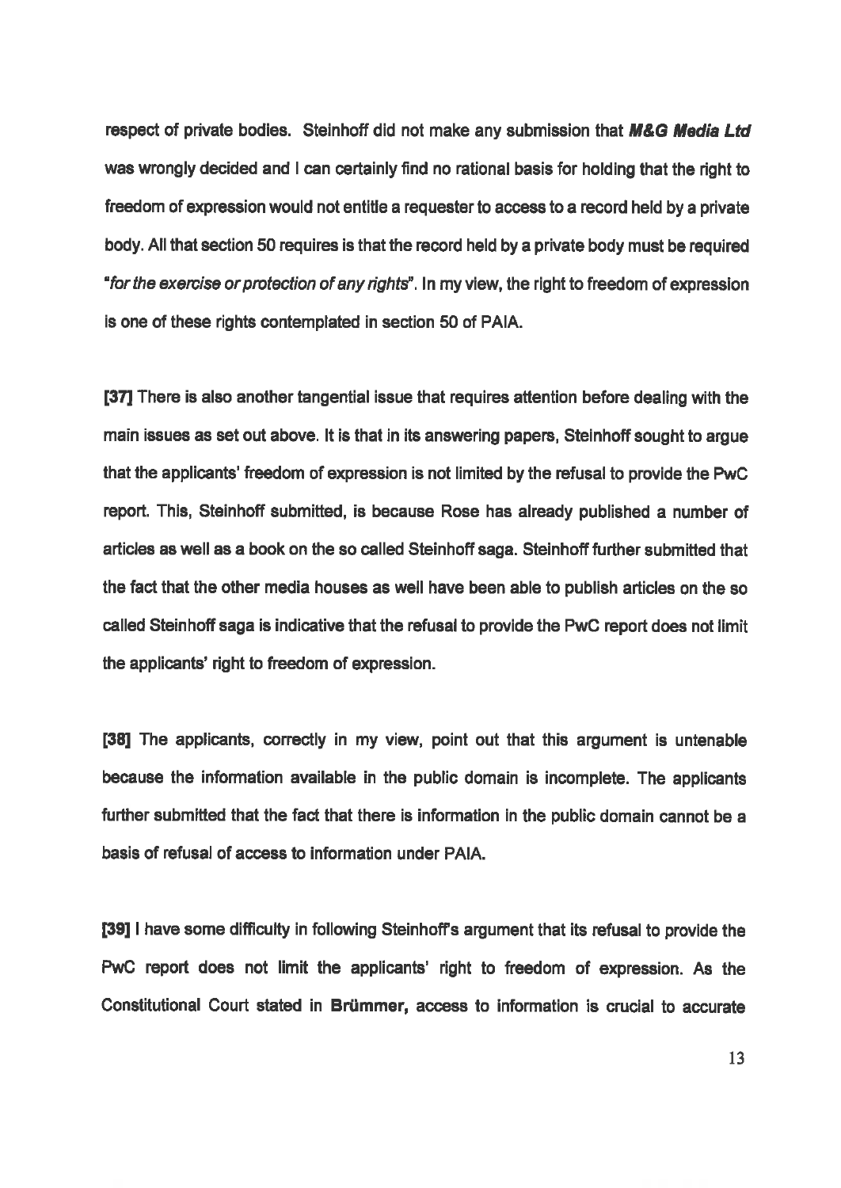respect of private bodies. Steinhoff did not make any submission that ***M&G Media Ltd*** was wrongly decided and I can certainly find no rational basis for holding that the right to freedom of expression would not entitle a requester to access to a record held by a private body. All that section 50 requires is that the record held by a private body must be required "*for the exercise or protection of any rights*". In my view, the right to freedom of expression is one of these rights contemplated in section 50 of PAIA.

[37] There is also another tangential issue that requires attention before dealing with the main issues as set out above. It is that in its answering papers, Steinhoff sought to argue that the applicants' freedom of expression is not limited by the refusal to provide the PwC report. This, Steinhoff submitted, is because Rose has already published a number of articles as well as a book on the so called Steinhoff saga. Steinhoff further submitted that the fact that the other media houses as well have been able to publish articles on the so called Steinhoff saga is indicative that the refusal to provide the PwC report does not limit the applicants' right to freedom of expression.

[38] The applicants, correctly in my view, point out that this argument is untenable because the information available in the public domain is incomplete. The applicants further submitted that the fact that there is information in the public domain cannot be a basis of refusal of access to information under PAIA.

[39] I have some difficulty in following Steinhoff's argument that its refusal to provide the PwC report does not limit the applicants' right to freedom of expression. As the Constitutional Court stated in **Brümmer,** access to information is crucial to accurate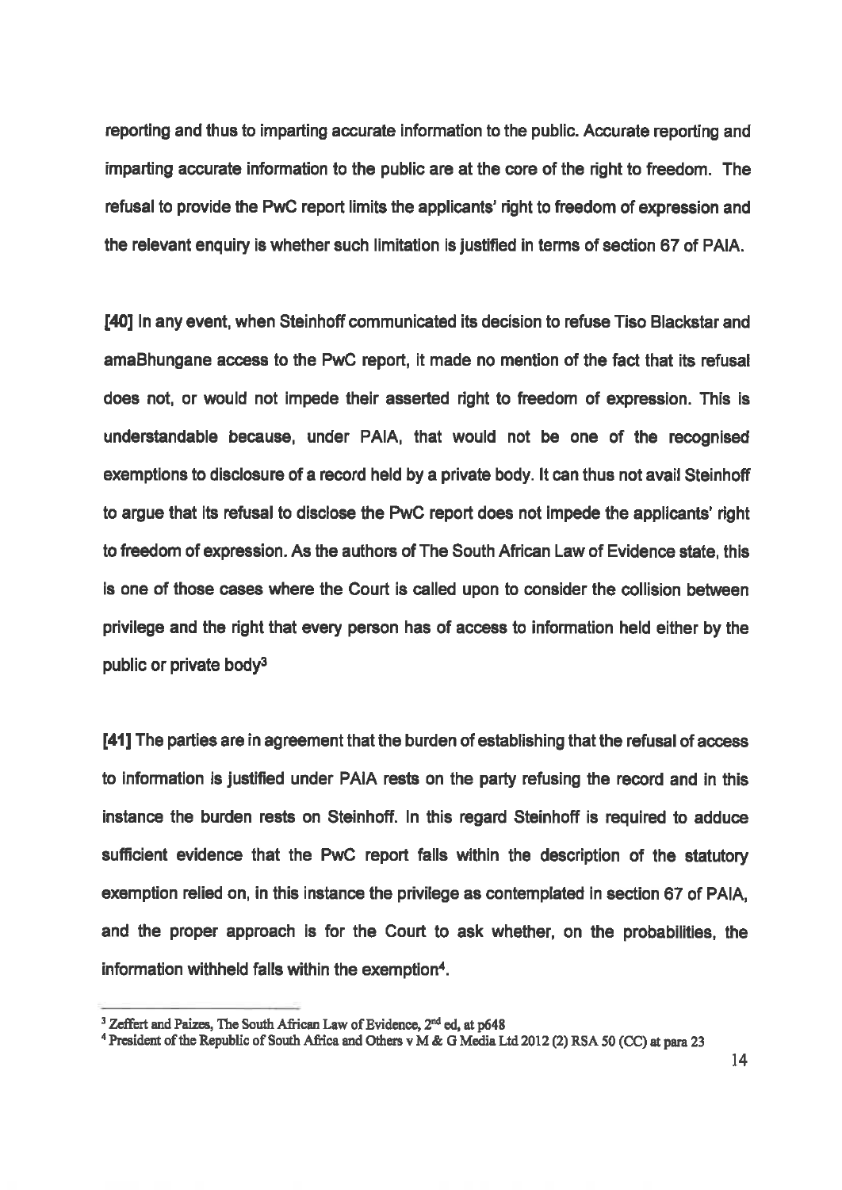reporting and thus to imparting accurate information to the public. Accurate reporting and imparting accurate information to the public are at the core of the right to freedom. The refusal to provide the PwC report limits the applicants' right to freedom of expression and the relevant enquiry is whether such limitation is justified in terms of section 67 of PAIA.

**[40]** In any event, when Steinhoff communicated its decision to refuse Tiso Blackstar and amaBhungane access to the PwC report, it made no mention of the fact that its refusal does not, or would not impede their asserted right to freedom of expression. This is understandable because, under PAIA, that would not be one of the recognised exemptions to disclosure of a record held by a private body. It can thus not avail Steinhoff to argue that its refusal to disclose the PwC report does not impede the applicants' right to freedom of expression. As the authors of The South African Law of Evidence state, this is one of those cases where the Court is called upon to consider the collision between privilege and the right that every person has of access to information held either by the public or private body[3]

**[41]** The parties are in agreement that the burden of establishing that the refusal of access to information is justified under PAIA rests on the party refusing the record and in this instance the burden rests on Steinhoff. In this regard Steinhoff is required to adduce sufficient evidence that the PwC report falls within the description of the statutory exemption relied on, in this instance the privilege as contemplated in section 67 of PAIA, and the proper approach is for the Court to ask whether, on the probabilities, the information withheld falls within the exemption[4].

---

[3] Zeffert and Paizes, The South African Law of Evidence, 2nd ed, at p648

[4] President of the Republic of South Africa and Others v M & G Media Ltd 2012 (2) RSA 50 (CC) at para 23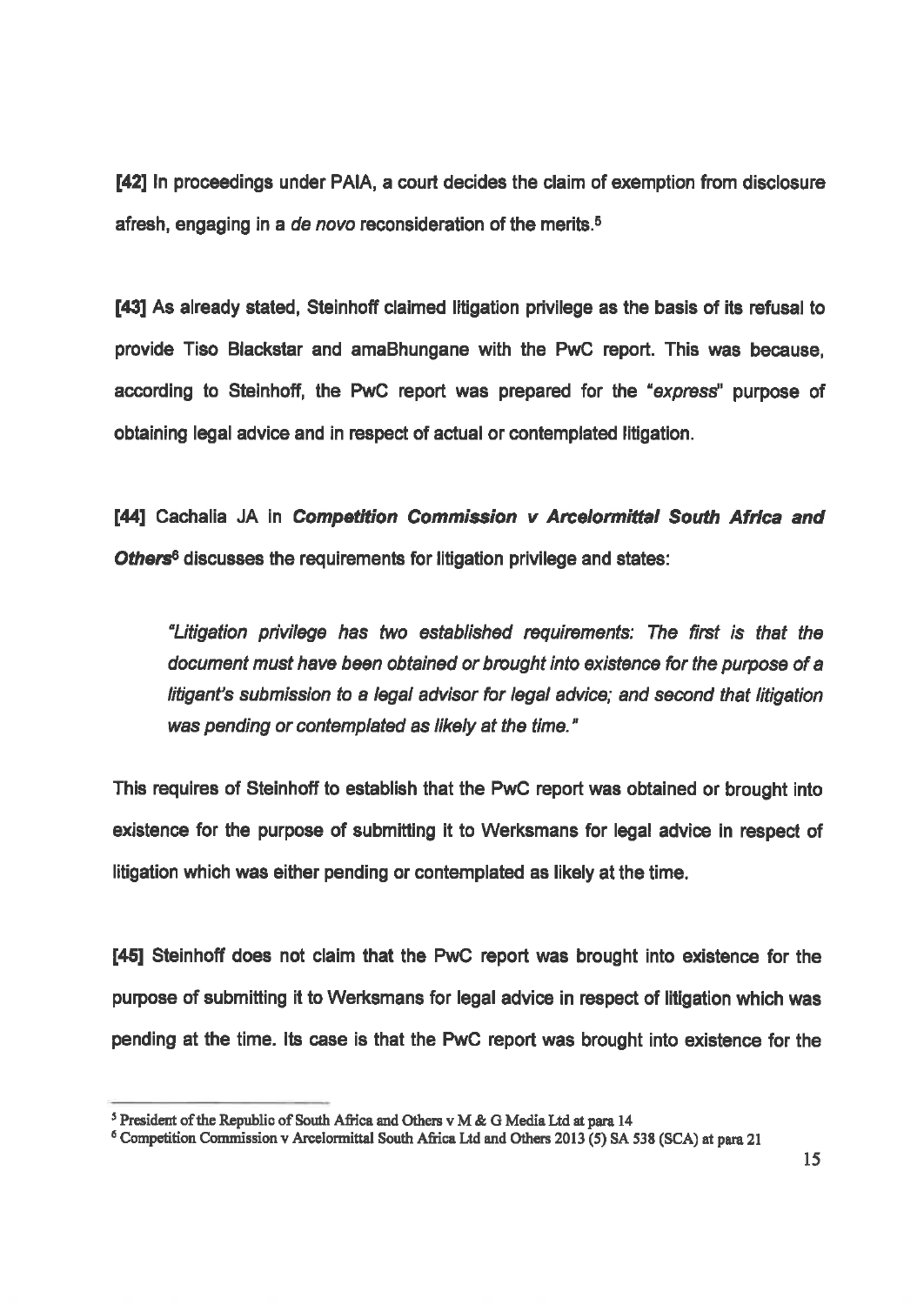[42] In proceedings under PAIA, a court decides the claim of exemption from disclosure afresh, engaging in a *de novo* reconsideration of the merits.[5]

[43] As already stated, Steinhoff claimed litigation privilege as the basis of its refusal to provide Tiso Blackstar and amaBhungane with the PwC report. This was because, according to Steinhoff, the PwC report was prepared for the "*express*" purpose of obtaining legal advice and in respect of actual or contemplated litigation.

[44] Cachalia JA in ***Competition Commission v Arcelormittal South Africa and Others***[6] discusses the requirements for litigation privilege and states:

> *"Litigation privilege has two established requirements: The first is that the document must have been obtained or brought into existence for the purpose of a litigant's submission to a legal advisor for legal advice; and second that litigation was pending or contemplated as likely at the time."*

This requires of Steinhoff to establish that the PwC report was obtained or brought into existence for the purpose of submitting it to Werksmans for legal advice in respect of litigation which was either pending or contemplated as likely at the time.

[45] Steinhoff does not claim that the PwC report was brought into existence for the purpose of submitting it to Werksmans for legal advice in respect of litigation which was pending at the time. Its case is that the PwC report was brought into existence for the

---

[5] President of the Republic of South Africa and Others v M & G Media Ltd at para 14

[6] Competition Commission v Arcelormittal South Africa Ltd and Others 2013 (5) SA 538 (SCA) at para 21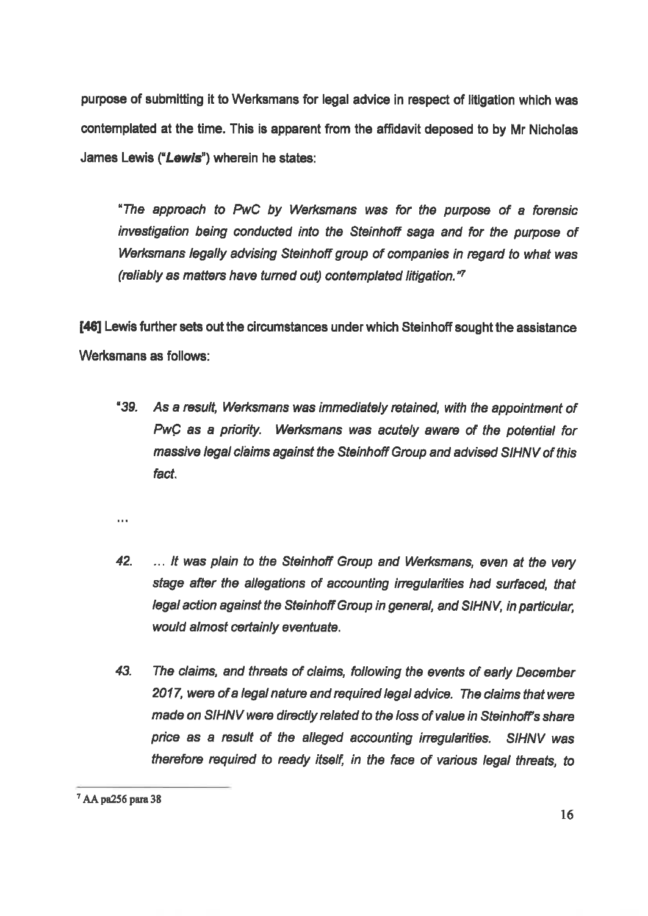**purpose of submitting it to Werksmans for legal advice in respect of litigation which was contemplated at the time. This is apparent from the affidavit deposed to by Mr Nicholas James Lewis ("*Lewis*") wherein he states:**

> ***"The approach to PwC by Werksmans was for the purpose of a forensic investigation being conducted into the Steinhoff saga and for the purpose of Werksmans legally advising Steinhoff group of companies in regard to what was (reliably as matters have turned out) contemplated litigation."[7]***

**[46] Lewis further sets out the circumstances under which Steinhoff sought the assistance Werksmans as follows:**

> ***"39. As a result, Werksmans was immediately retained, with the appointment of PwÇ as a priority. Werksmans was acutely aware of the potential for massive legal claims against the Steinhoff Group and advised SIHNV of this fact.***
>
> ***…***
>
> ***42. … It was plain to the Steinhoff Group and Werksmans, even at the very stage after the allegations of accounting irregularities had surfaced, that legal action against the Steinhoff Group in general, and SIHNV, in particular, would almost certainly eventuate.***
>
> ***43. The claims, and threats of claims, following the events of early December 2017, were of a legal nature and required legal advice. The claims that were made on SIHNV were directly related to the loss of value in Steinhoff's share price as a result of the alleged accounting irregularities. SIHNV was therefore required to ready itself, in the face of various legal threats, to***

---

[7] AA pa256 para 38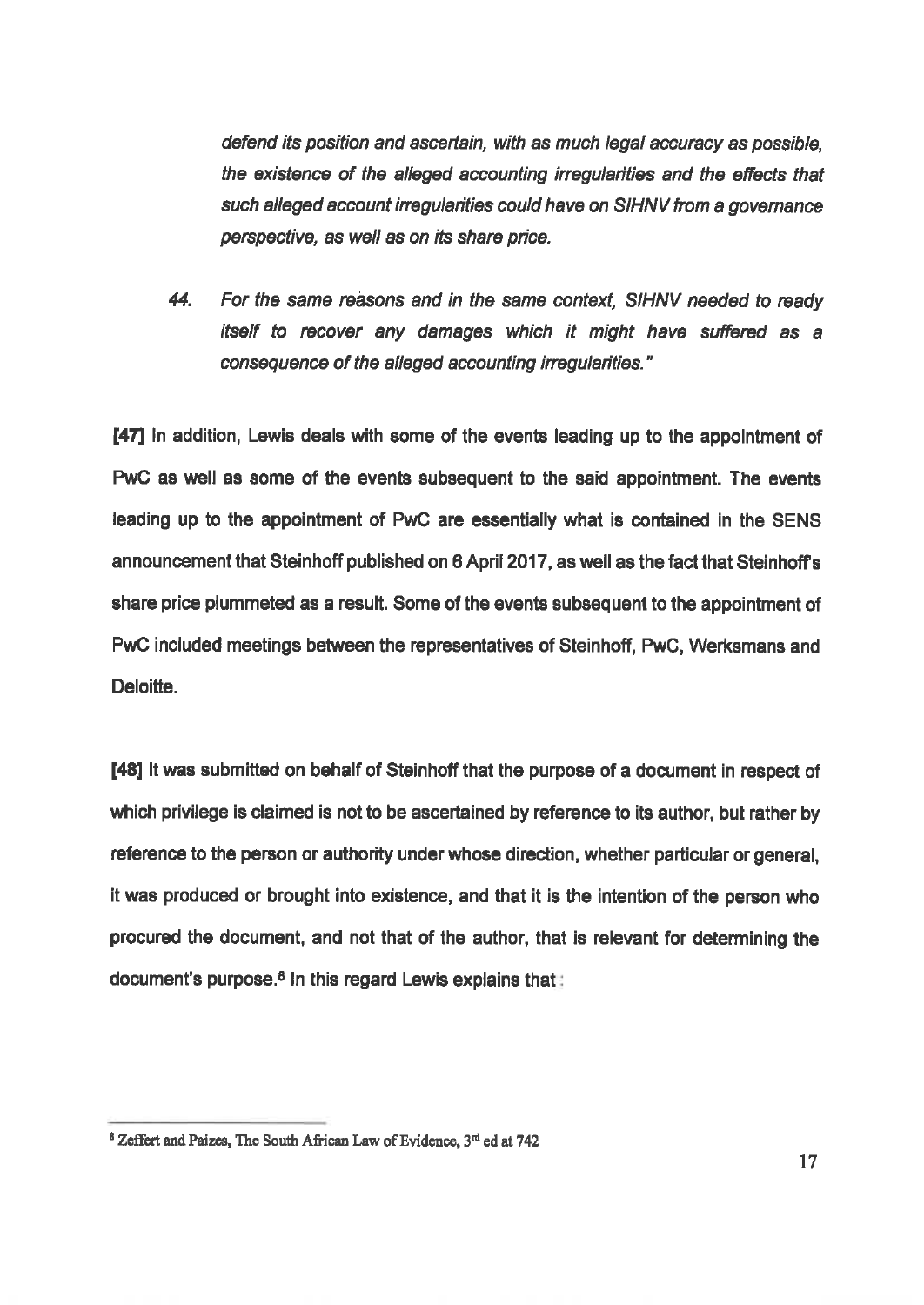*defend its position and ascertain, with as much legal accuracy as possible, the existence of the alleged accounting irregularities and the effects that such alleged account irregularities could have on SIHNV from a governance perspective, as well as on its share price.*

*44. For the same reasons and in the same context, SIHNV needed to ready itself to recover any damages which it might have suffered as a consequence of the alleged accounting irregularities."*

**[47]** In addition, Lewis deals with some of the events leading up to the appointment of PwC as well as some of the events subsequent to the said appointment. The events leading up to the appointment of PwC are essentially what is contained in the SENS announcement that Steinhoff published on 6 April 2017, as well as the fact that Steinhoff's share price plummeted as a result. Some of the events subsequent to the appointment of PwC included meetings between the representatives of Steinhoff, PwC, Werksmans and Deloitte.

**[48]** It was submitted on behalf of Steinhoff that the purpose of a document in respect of which privilege is claimed is not to be ascertained by reference to its author, but rather by reference to the person or authority under whose direction, whether particular or general, it was produced or brought into existence, and that it is the intention of the person who procured the document, and not that of the author, that is relevant for determining the document's purpose.[8] In this regard Lewis explains that:

---

[8] Zeffert and Paizes, The South African Law of Evidence, 3rd ed at 742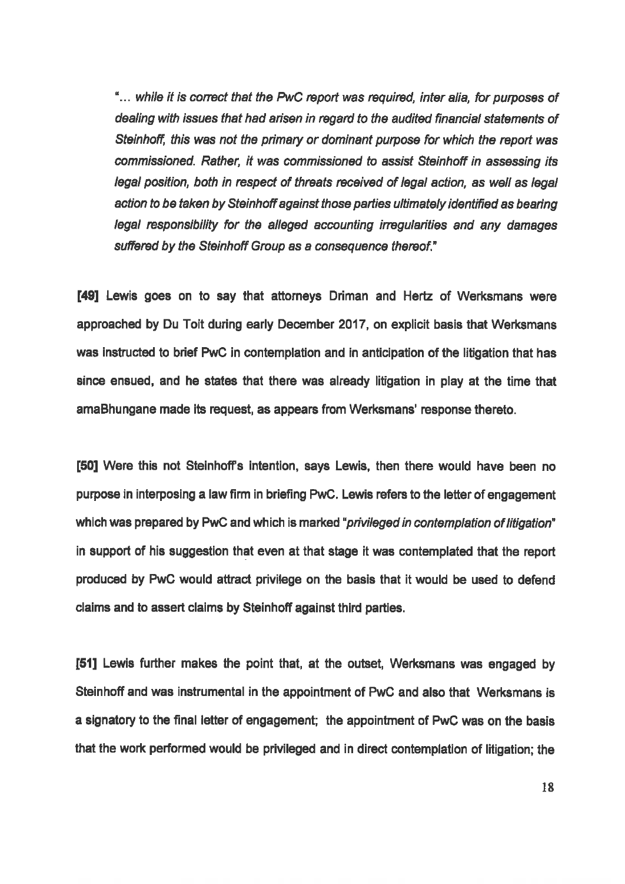*"... while it is correct that the PwC report was required, inter alia, for purposes of dealing with issues that had arisen in regard to the audited financial statements of Steinhoff, this was not the primary or dominant purpose for which the report was commissioned. Rather, it was commissioned to assist Steinhoff in assessing its legal position, both in respect of threats received of legal action, as well as legal action to be taken by Steinhoff against those parties ultimately identified as bearing legal responsibility for the alleged accounting irregularities and any damages suffered by the Steinhoff Group as a consequence thereof."*

**[49]** Lewis goes on to say that attorneys Driman and Hertz of Werksmans were approached by Du Toit during early December 2017, on explicit basis that Werksmans was instructed to brief PwC in contemplation and in anticipation of the litigation that has since ensued, and he states that there was already litigation in play at the time that amaBhungane made its request, as appears from Werksmans' response thereto.

**[50]** Were this not Steinhoff's intention, says Lewis, then there would have been no purpose in interposing a law firm in briefing PwC. Lewis refers to the letter of engagement which was prepared by PwC and which is marked "*privileged in contemplation of litigation*" in support of his suggestion that even at that stage it was contemplated that the report produced by PwC would attract privilege on the basis that it would be used to defend claims and to assert claims by Steinhoff against third parties.

**[51]** Lewis further makes the point that, at the outset, Werksmans was engaged by Steinhoff and was instrumental in the appointment of PwC and also that Werksmans is a signatory to the final letter of engagement; the appointment of PwC was on the basis that the work performed would be privileged and in direct contemplation of litigation; the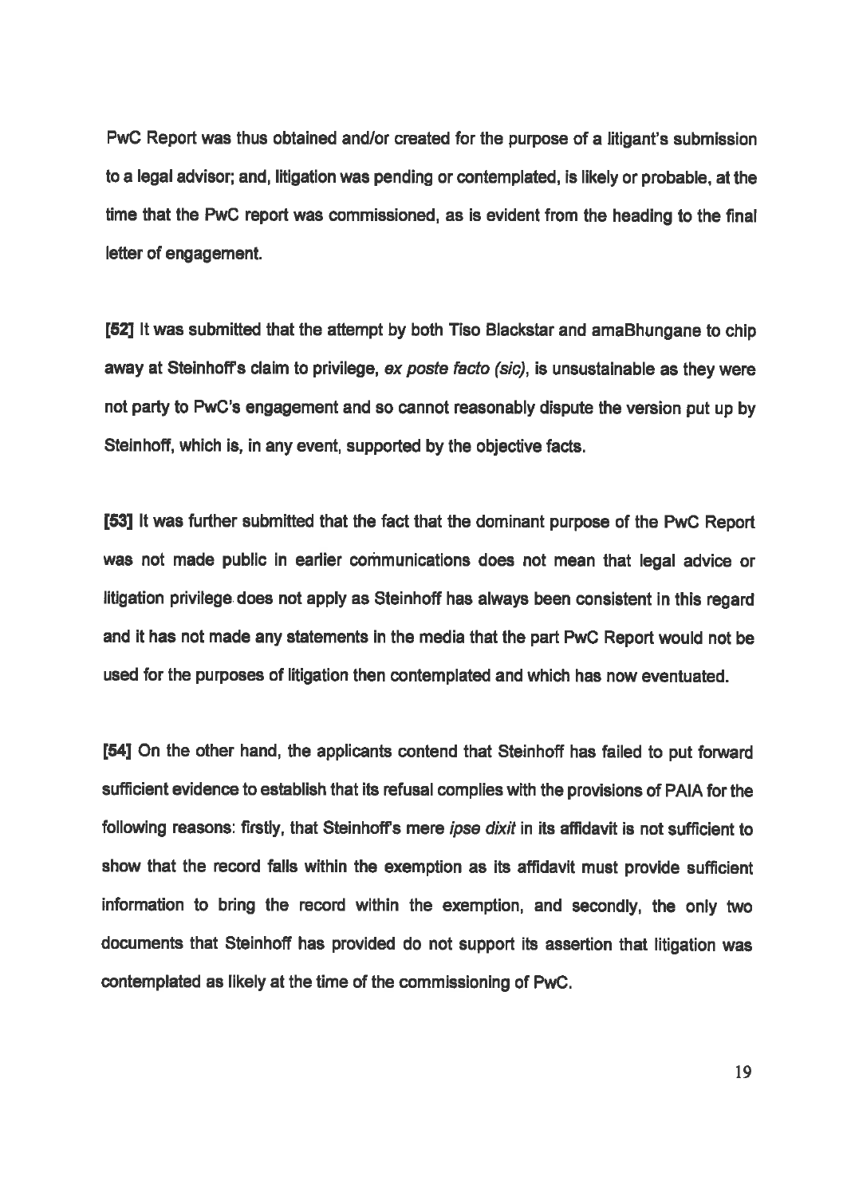PwC Report was thus obtained and/or created for the purpose of a litigant's submission to a legal advisor; and, litigation was pending or contemplated, is likely or probable, at the time that the PwC report was commissioned, as is evident from the heading to the final letter of engagement.

**[52]** It was submitted that the attempt by both Tiso Blackstar and amaBhungane to chip away at Steinhoff's claim to privilege, *ex poste facto (sic)*, is unsustainable as they were not party to PwC's engagement and so cannot reasonably dispute the version put up by Steinhoff, which is, in any event, supported by the objective facts.

**[53]** It was further submitted that the fact that the dominant purpose of the PwC Report was not made public in earlier communications does not mean that legal advice or litigation privilege does not apply as Steinhoff has always been consistent in this regard and it has not made any statements in the media that the part PwC Report would not be used for the purposes of litigation then contemplated and which has now eventuated.

**[54]** On the other hand, the applicants contend that Steinhoff has failed to put forward sufficient evidence to establish that its refusal complies with the provisions of PAIA for the following reasons: firstly, that Steinhoff's mere *ipse dixit* in its affidavit is not sufficient to show that the record falls within the exemption as its affidavit must provide sufficient information to bring the record within the exemption, and secondly, the only two documents that Steinhoff has provided do not support its assertion that litigation was contemplated as likely at the time of the commissioning of PwC.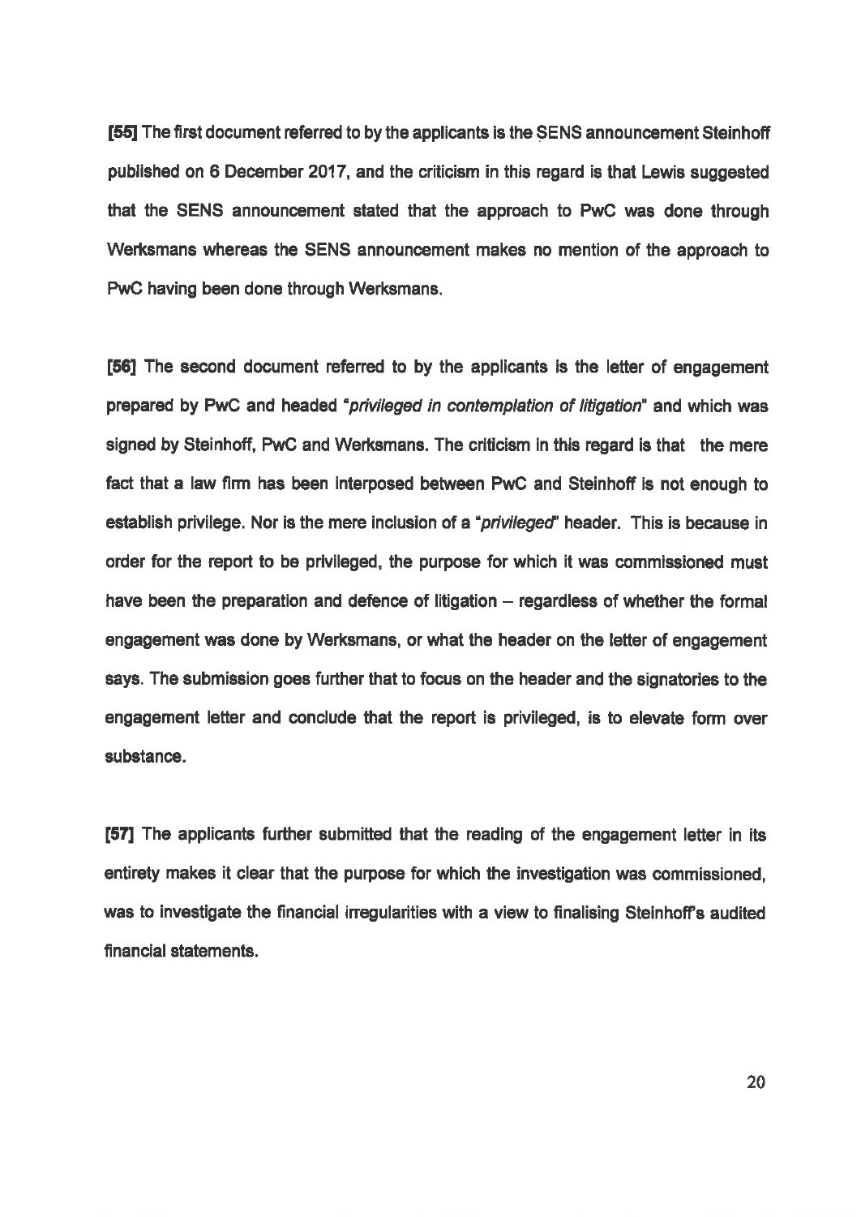**[55]** The first document referred to by the applicants is the SENS announcement Steinhoff published on 6 December 2017, and the criticism in this regard is that Lewis suggested that the SENS announcement stated that the approach to PwC was done through Werksmans whereas the SENS announcement makes no mention of the approach to PwC having been done through Werksmans.

**[56]** The second document referred to by the applicants is the letter of engagement prepared by PwC and headed "*privileged in contemplation of litigation*" and which was signed by Steinhoff, PwC and Werksmans. The criticism in this regard is that the mere fact that a law firm has been interposed between PwC and Steinhoff is not enough to establish privilege. Nor is the mere inclusion of a "*privileged*" header. This is because in order for the report to be privileged, the purpose for which it was commissioned must have been the preparation and defence of litigation – regardless of whether the formal engagement was done by Werksmans, or what the header on the letter of engagement says. The submission goes further that to focus on the header and the signatories to the engagement letter and conclude that the report is privileged, is to elevate form over substance.

**[57]** The applicants further submitted that the reading of the engagement letter in its entirety makes it clear that the purpose for which the investigation was commissioned, was to investigate the financial irregularities with a view to finalising Steinhoff's audited financial statements.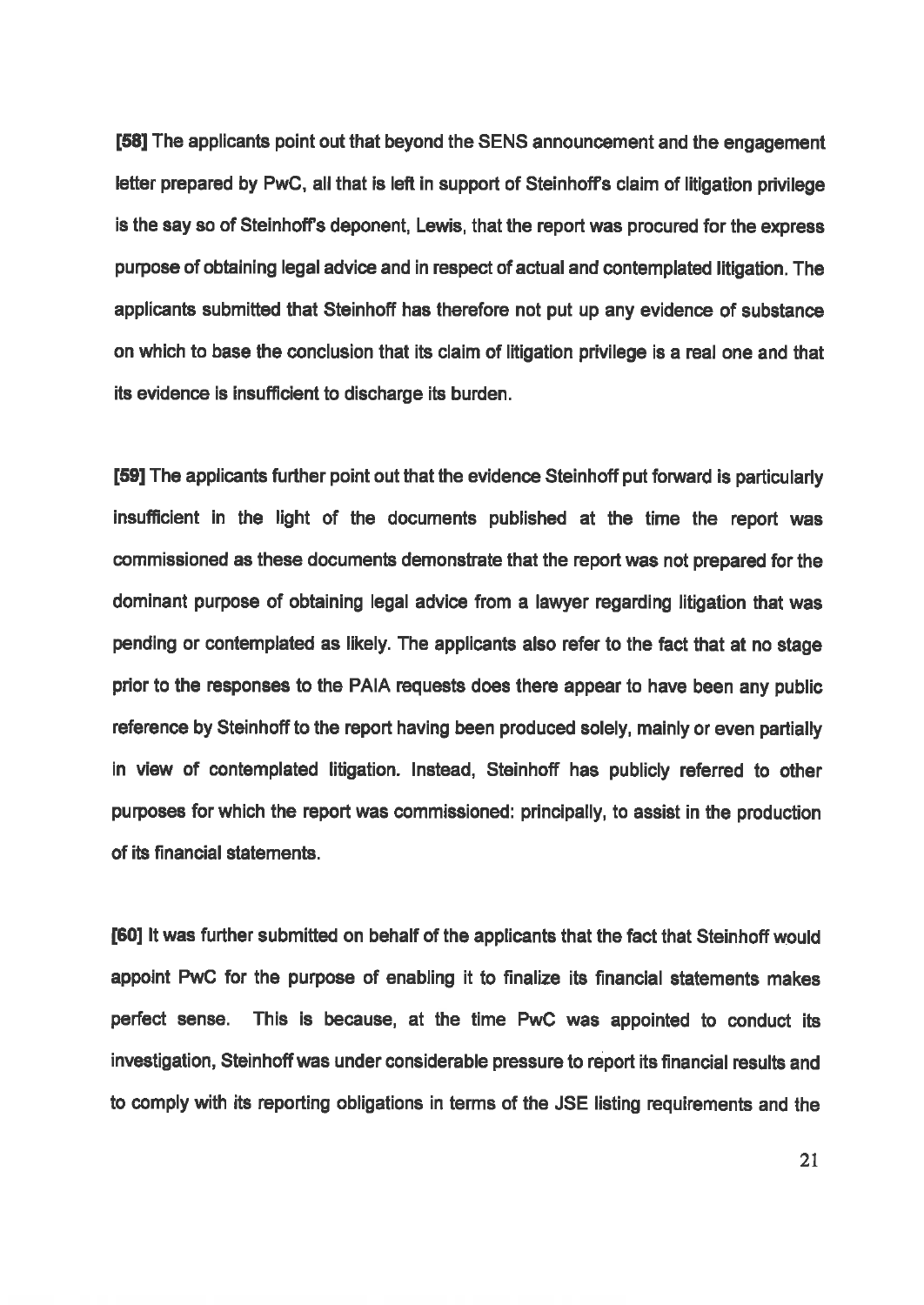**[58]** The applicants point out that beyond the SENS announcement and the engagement letter prepared by PwC, all that is left in support of Steinhoff's claim of litigation privilege is the say so of Steinhoff's deponent, Lewis, that the report was procured for the express purpose of obtaining legal advice and in respect of actual and contemplated litigation. The applicants submitted that Steinhoff has therefore not put up any evidence of substance on which to base the conclusion that its claim of litigation privilege is a real one and that its evidence is insufficient to discharge its burden.

**[59]** The applicants further point out that the evidence Steinhoff put forward is particularly insufficient in the light of the documents published at the time the report was commissioned as these documents demonstrate that the report was not prepared for the dominant purpose of obtaining legal advice from a lawyer regarding litigation that was pending or contemplated as likely. The applicants also refer to the fact that at no stage prior to the responses to the PAIA requests does there appear to have been any public reference by Steinhoff to the report having been produced solely, mainly or even partially in view of contemplated litigation. Instead, Steinhoff has publicly referred to other purposes for which the report was commissioned: principally, to assist in the production of its financial statements.

**[60]** It was further submitted on behalf of the applicants that the fact that Steinhoff would appoint PwC for the purpose of enabling it to finalize its financial statements makes perfect sense. This is because, at the time PwC was appointed to conduct its investigation, Steinhoff was under considerable pressure to report its financial results and to comply with its reporting obligations in terms of the JSE listing requirements and the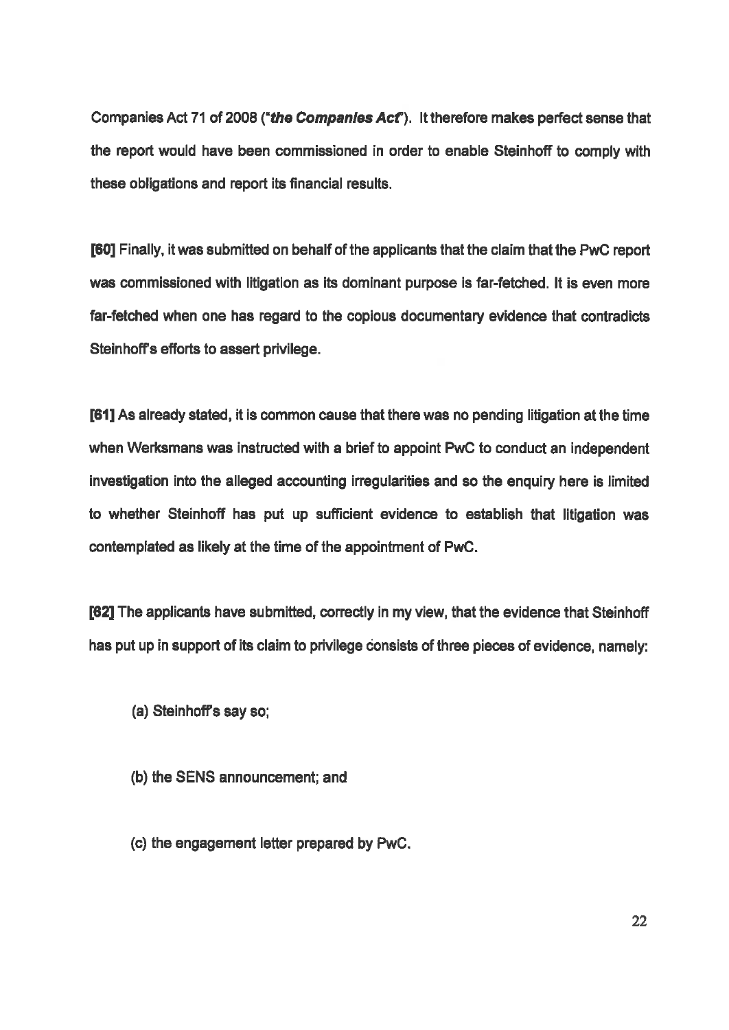Companies Act 71 of 2008 ("***the Companies Act***"). It therefore makes perfect sense that the report would have been commissioned in order to enable Steinhoff to comply with these obligations and report its financial results.

**[60]** Finally, it was submitted on behalf of the applicants that the claim that the PwC report was commissioned with litigation as its dominant purpose is far-fetched. It is even more far-fetched when one has regard to the copious documentary evidence that contradicts Steinhoff's efforts to assert privilege.

**[61]** As already stated, it is common cause that there was no pending litigation at the time when Werksmans was instructed with a brief to appoint PwC to conduct an independent investigation into the alleged accounting irregularities and so the enquiry here is limited to whether Steinhoff has put up sufficient evidence to establish that litigation was contemplated as likely at the time of the appointment of PwC.

**[62]** The applicants have submitted, correctly in my view, that the evidence that Steinhoff has put up in support of its claim to privilege consists of three pieces of evidence, namely:

(a) Steinhoff's say so;

(b) the SENS announcement; and

(c) the engagement letter prepared by PwC.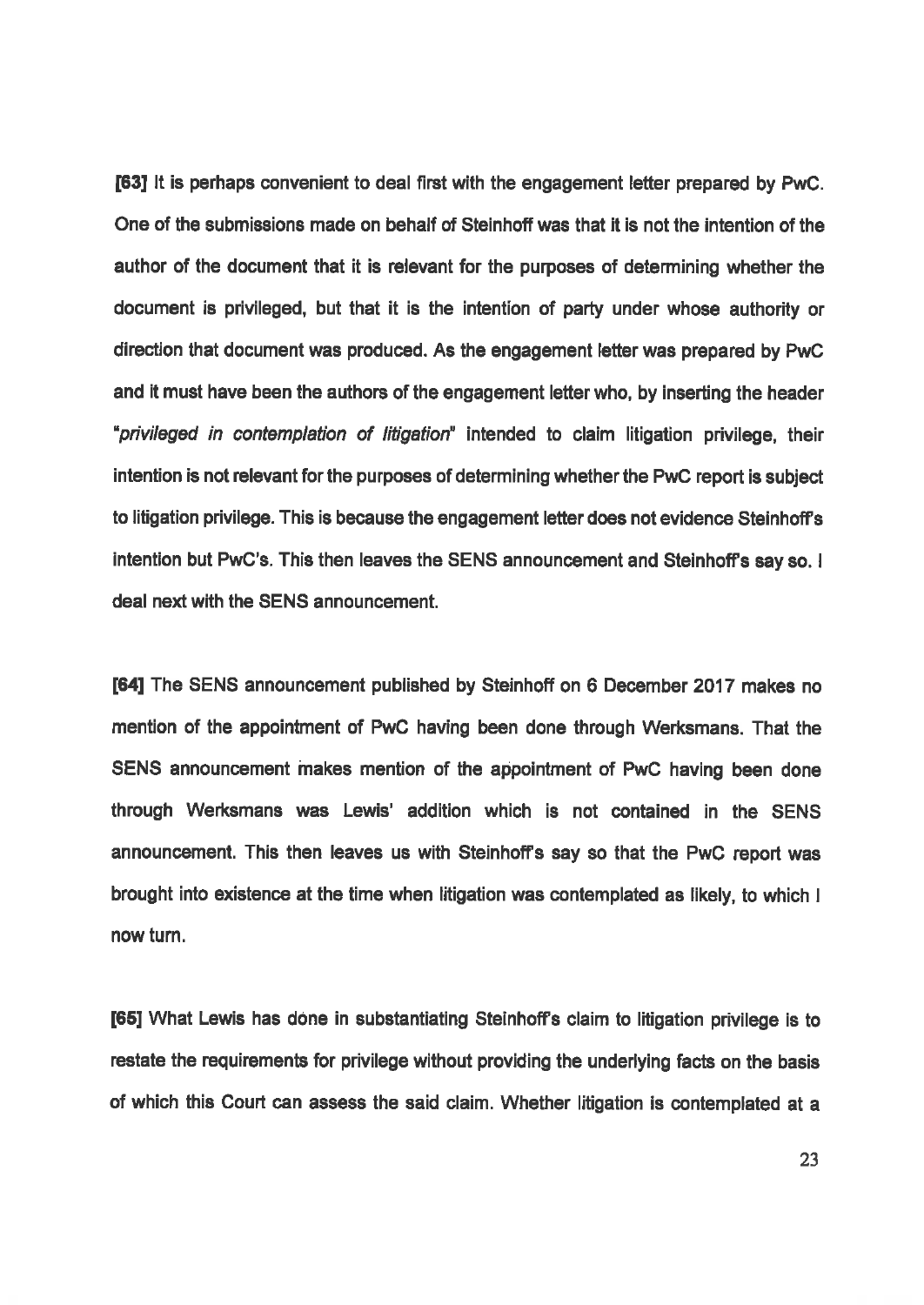**[63]** It is perhaps convenient to deal first with the engagement letter prepared by PwC. One of the submissions made on behalf of Steinhoff was that it is not the intention of the author of the document that it is relevant for the purposes of determining whether the document is privileged, but that it is the intention of party under whose authority or direction that document was produced. As the engagement letter was prepared by PwC and it must have been the authors of the engagement letter who, by inserting the header "*privileged in contemplation of litigation*" intended to claim litigation privilege, their intention is not relevant for the purposes of determining whether the PwC report is subject to litigation privilege. This is because the engagement letter does not evidence Steinhoff's intention but PwC's. This then leaves the SENS announcement and Steinhoff's say so. I deal next with the SENS announcement.

**[64]** The SENS announcement published by Steinhoff on 6 December 2017 makes no mention of the appointment of PwC having been done through Werksmans. That the SENS announcement makes mention of the appointment of PwC having been done through Werksmans was Lewis' addition which is not contained in the SENS announcement. This then leaves us with Steinhoff's say so that the PwC report was brought into existence at the time when litigation was contemplated as likely, to which I now turn.

**[65]** What Lewis has done in substantiating Steinhoff's claim to litigation privilege is to restate the requirements for privilege without providing the underlying facts on the basis of which this Court can assess the said claim. Whether litigation is contemplated at a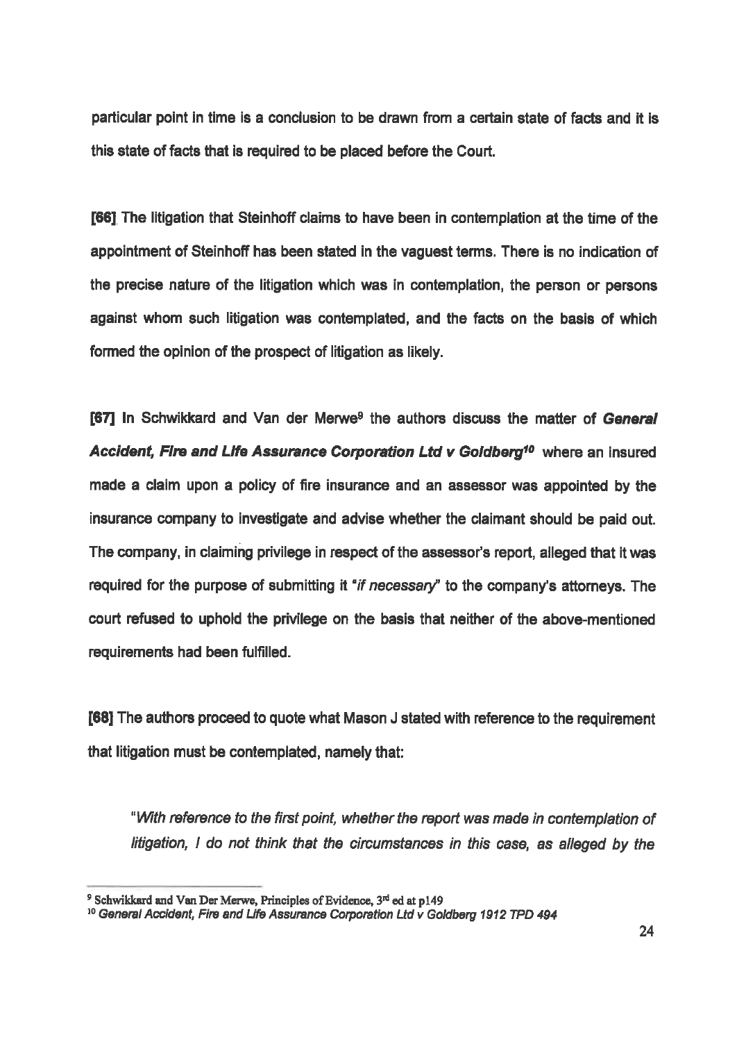particular point in time is a conclusion to be drawn from a certain state of facts and it is this state of facts that is required to be placed before the Court.

**[66]** The litigation that Steinhoff claims to have been in contemplation at the time of the appointment of Steinhoff has been stated in the vaguest terms. There is no indication of the precise nature of the litigation which was in contemplation, the person or persons against whom such litigation was contemplated, and the facts on the basis of which formed the opinion of the prospect of litigation as likely.

**[67]** In Schwikkard and Van der Merwe[9] the authors discuss the matter of ***General Accident, Fire and Life Assurance Corporation Ltd v Goldberg***[10] where an insured made a claim upon a policy of fire insurance and an assessor was appointed by the insurance company to investigate and advise whether the claimant should be paid out. The company, in claiming privilege in respect of the assessor's report, alleged that it was required for the purpose of submitting it "*if necessary*" to the company's attorneys. The court refused to uphold the privilege on the basis that neither of the above-mentioned requirements had been fulfilled.

**[68]** The authors proceed to quote what Mason J stated with reference to the requirement that litigation must be contemplated, namely that:

> "*With reference to the first point, whether the report was made in contemplation of litigation, I do not think that the circumstances in this case, as alleged by the*

---

[9] Schwikkard and Van Der Merwe, Principles of Evidence, 3rd ed at p149

[10] *General Accident, Fire and Life Assurance Corporation Ltd v Goldberg 1912 TPD 494*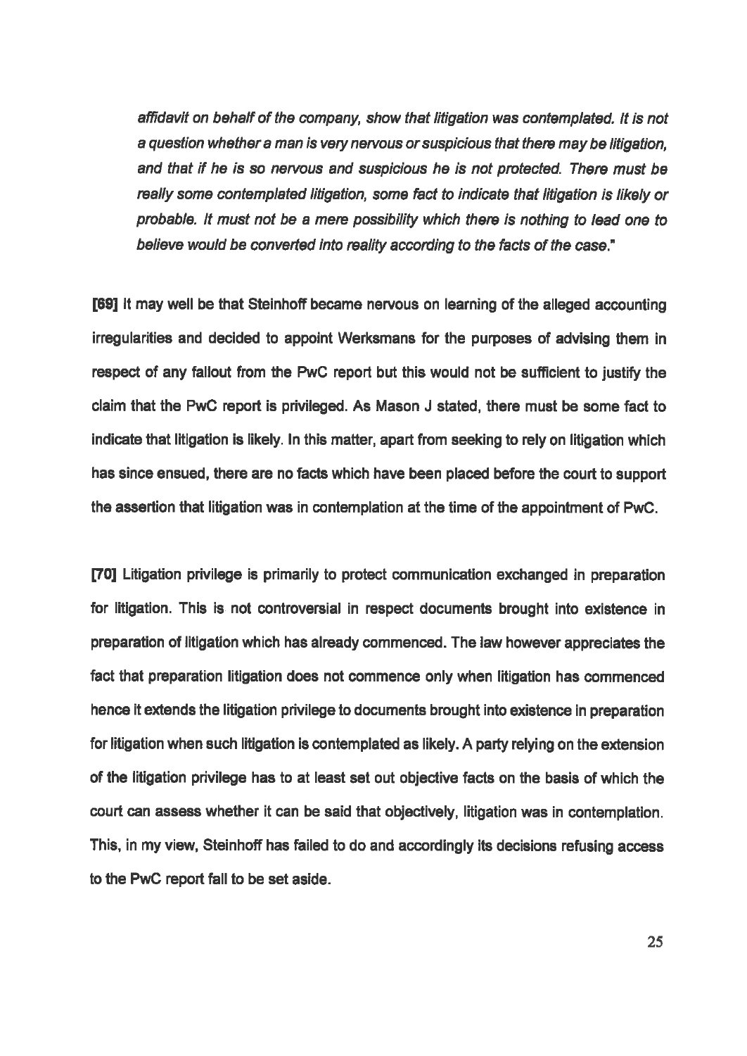*affidavit on behalf of the company, show that litigation was contemplated. It is not a question whether a man is very nervous or suspicious that there may be litigation, and that if he is so nervous and suspicious he is not protected. There must be really some contemplated litigation, some fact to indicate that litigation is likely or probable. It must not be a mere possibility which there is nothing to lead one to believe would be converted into reality according to the facts of the case."*

**[69]** It may well be that Steinhoff became nervous on learning of the alleged accounting irregularities and decided to appoint Werksmans for the purposes of advising them in respect of any fallout from the PwC report but this would not be sufficient to justify the claim that the PwC report is privileged. As Mason J stated, there must be some fact to indicate that litigation is likely. In this matter, apart from seeking to rely on litigation which has since ensued, there are no facts which have been placed before the court to support the assertion that litigation was in contemplation at the time of the appointment of PwC.

**[70]** Litigation privilege is primarily to protect communication exchanged in preparation for litigation. This is not controversial in respect documents brought into existence in preparation of litigation which has already commenced. The law however appreciates the fact that preparation litigation does not commence only when litigation has commenced hence it extends the litigation privilege to documents brought into existence in preparation for litigation when such litigation is contemplated as likely. A party relying on the extension of the litigation privilege has to at least set out objective facts on the basis of which the court can assess whether it can be said that objectively, litigation was in contemplation. This, in my view, Steinhoff has failed to do and accordingly its decisions refusing access to the PwC report fall to be set aside.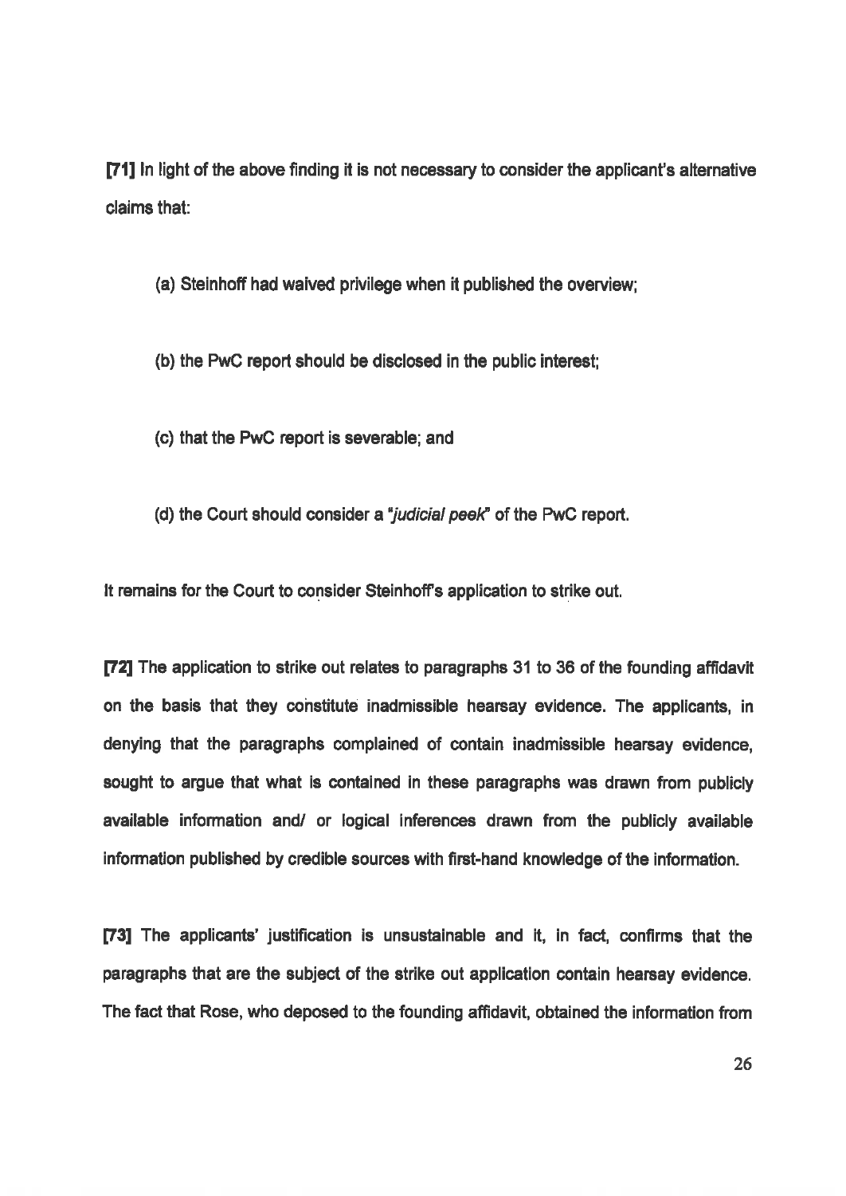**[71]** In light of the above finding it is not necessary to consider the applicant's alternative claims that:

(a) Steinhoff had waived privilege when it published the overview;

(b) the PwC report should be disclosed in the public interest;

(c) that the PwC report is severable; and

(d) the Court should consider a "*judicial peek*" of the PwC report.

It remains for the Court to consider Steinhoff's application to strike out.

**[72]** The application to strike out relates to paragraphs 31 to 36 of the founding affidavit on the basis that they constitute inadmissible hearsay evidence. The applicants, in denying that the paragraphs complained of contain inadmissible hearsay evidence, sought to argue that what is contained in these paragraphs was drawn from publicly available information and/ or logical inferences drawn from the publicly available information published by credible sources with first-hand knowledge of the information.

**[73]** The applicants' justification is unsustainable and it, in fact, confirms that the paragraphs that are the subject of the strike out application contain hearsay evidence. The fact that Rose, who deposed to the founding affidavit, obtained the information from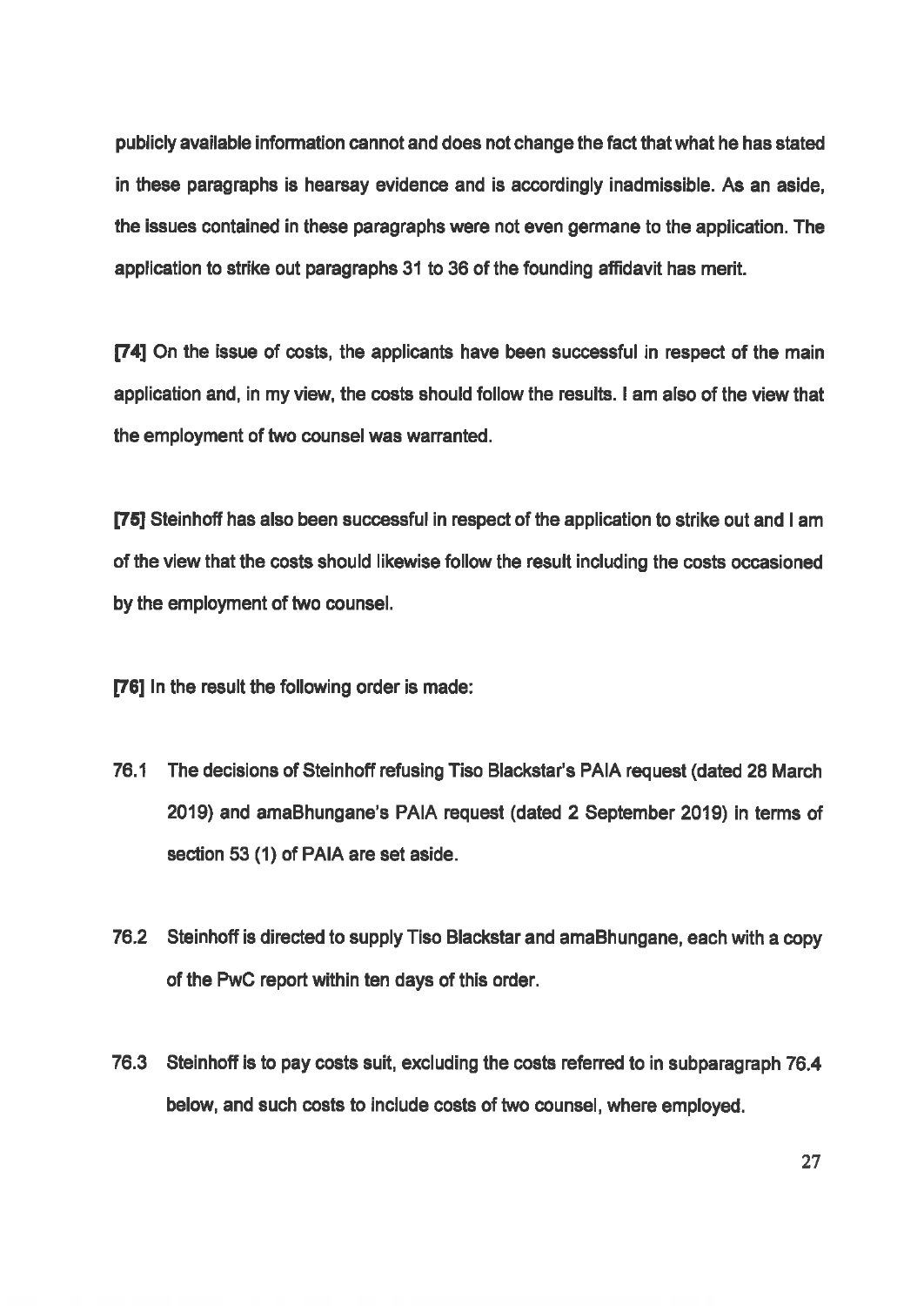publicly available information cannot and does not change the fact that what he has stated in these paragraphs is hearsay evidence and is accordingly inadmissible. As an aside, the issues contained in these paragraphs were not even germane to the application. The application to strike out paragraphs 31 to 36 of the founding affidavit has merit.

[74] On the issue of costs, the applicants have been successful in respect of the main application and, in my view, the costs should follow the results. I am also of the view that the employment of two counsel was warranted.

[75] Steinhoff has also been successful in respect of the application to strike out and I am of the view that the costs should likewise follow the result including the costs occasioned by the employment of two counsel.

[76] In the result the following order is made:

76.1 The decisions of Steinhoff refusing Tiso Blackstar's PAIA request (dated 28 March 2019) and amaBhungane's PAIA request (dated 2 September 2019) in terms of section 53 (1) of PAIA are set aside.

76.2 Steinhoff is directed to supply Tiso Blackstar and amaBhungane, each with a copy of the PwC report within ten days of this order.

76.3 Steinhoff is to pay costs suit, excluding the costs referred to in subparagraph 76.4 below, and such costs to include costs of two counsel, where employed.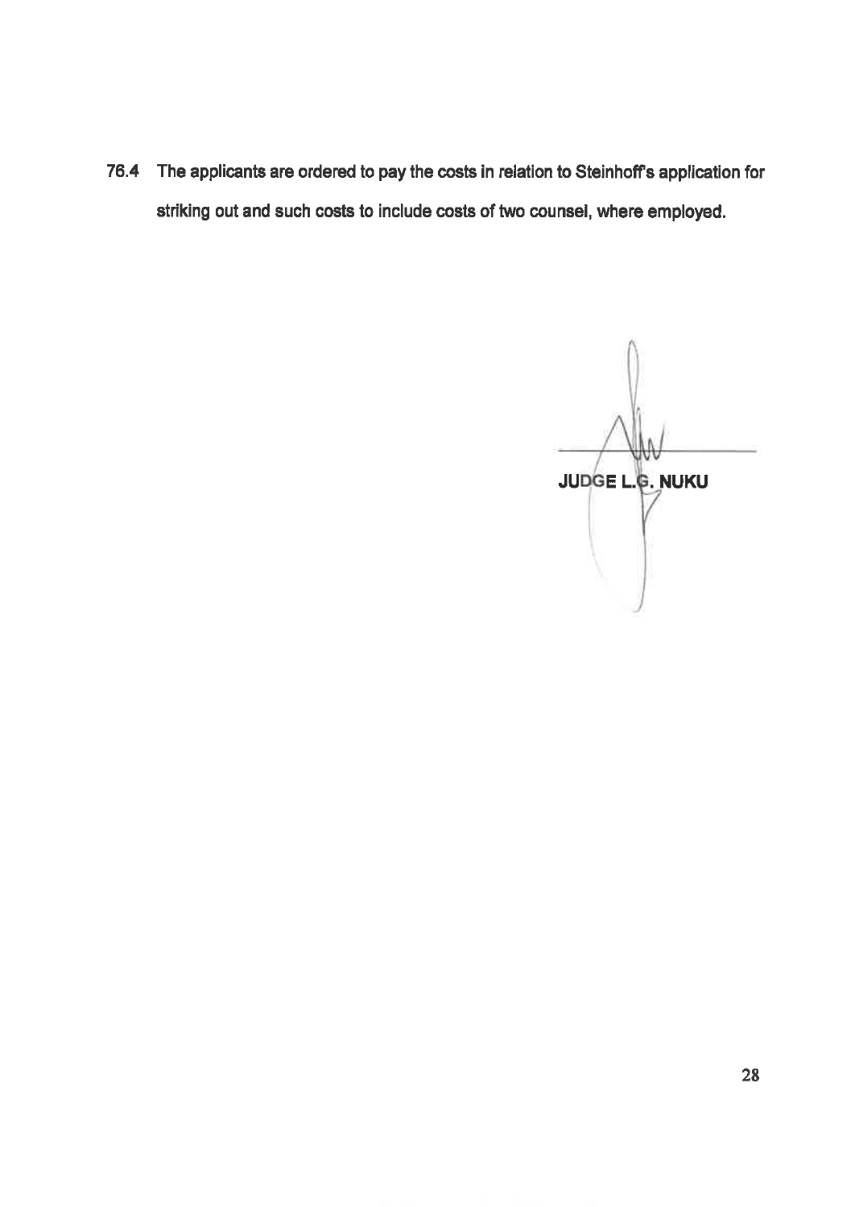76.4 The applicants are ordered to pay the costs in relation to Steinhoff's application for striking out and such costs to include costs of two counsel, where employed.

**JUDGE L.G. NUKU**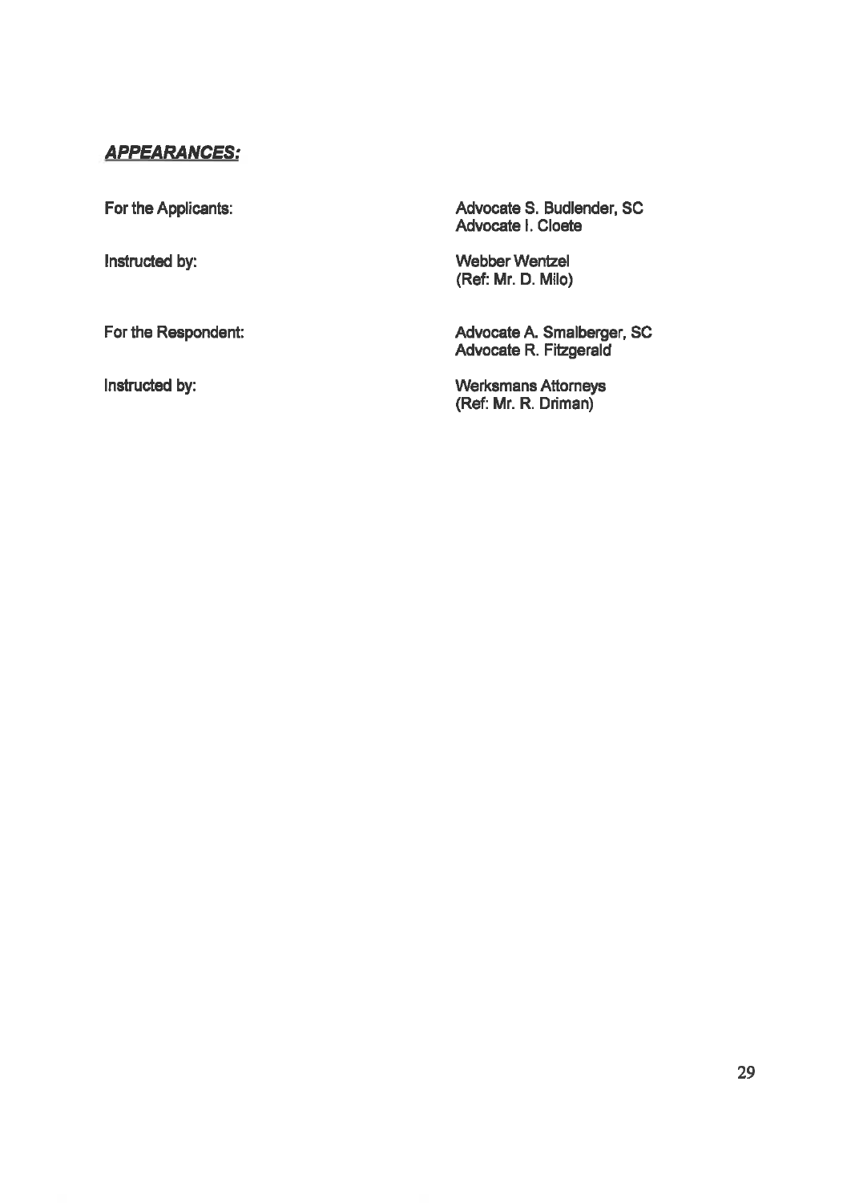***APPEARANCES:***

| | |
|---|---|
| For the Applicants: | Advocate S. Budlender, SC<br>Advocate I. Cloete |
| Instructed by: | Webber Wentzel<br>(Ref: Mr. D. Milo) |
| For the Respondent: | Advocate A. Smalberger, SC<br>Advocate R. Fitzgerald |
| Instructed by: | Werksmans Attorneys<br>(Ref: Mr. R. Driman) |